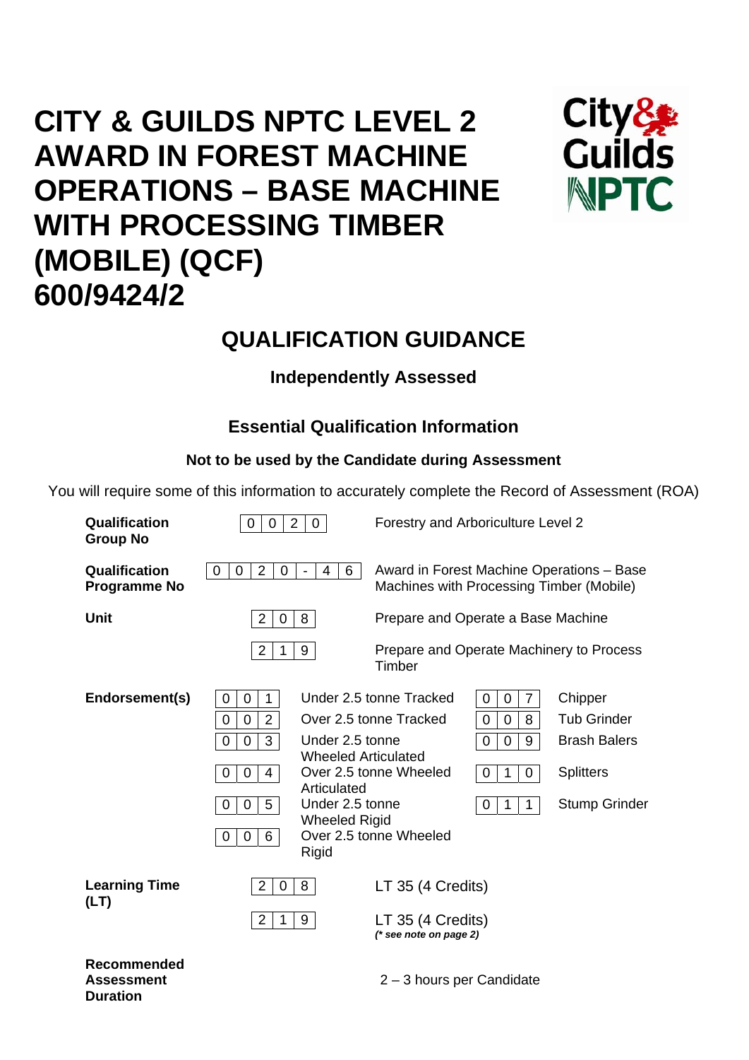# CITY & GUILDS NPTC LEVEL 2 AWARD IN FOREST MACHINE OPERATIONS – BASE MACHINE WITH PROCESSING TIMBER (MOBILE) (QCF) 600/9424/2

## QUALIFICATION GUIDANCE

**Independently Assessed**

### Essential Qualification Information

**Not to be used by the Candidate during Assessment**

You will require some of this information to accurately complete the Record of Assessment (ROA)

| | | |
|---|---|---|
| **Qualification Group No** | 0020 | Forestry and Arboriculture Level 2 |
| **Qualification Programme No** | 0020-46 | Award in Forest Machine Operations – Base Machines with Processing Timber (Mobile) |
| **Unit** | 208 | Prepare and Operate a Base Machine |
| | 219 | Prepare and Operate Machinery to Process Timber |

**Endorsement(s)**

| | | | |
|---|---|---|---|
| 001 | Under 2.5 tonne Tracked | 007 | Chipper |
| 002 | Over 2.5 tonne Tracked | 008 | Tub Grinder |
| 003 | Under 2.5 tonne Wheeled Articulated | 009 | Brash Balers |
| 004 | Over 2.5 tonne Wheeled Articulated | 010 | Splitters |
| 005 | Under 2.5 tonne Wheeled Rigid | 011 | Stump Grinder |
| 006 | Over 2.5 tonne Wheeled Rigid | | |

| | | |
|---|---|---|
| **Learning Time (LT)** | 208 | LT 35 (4 Credits) |
| | 219 | LT 35 (4 Credits) *(* see note on page 2)* |

**Recommended Assessment Duration**: 2 – 3 hours per Candidate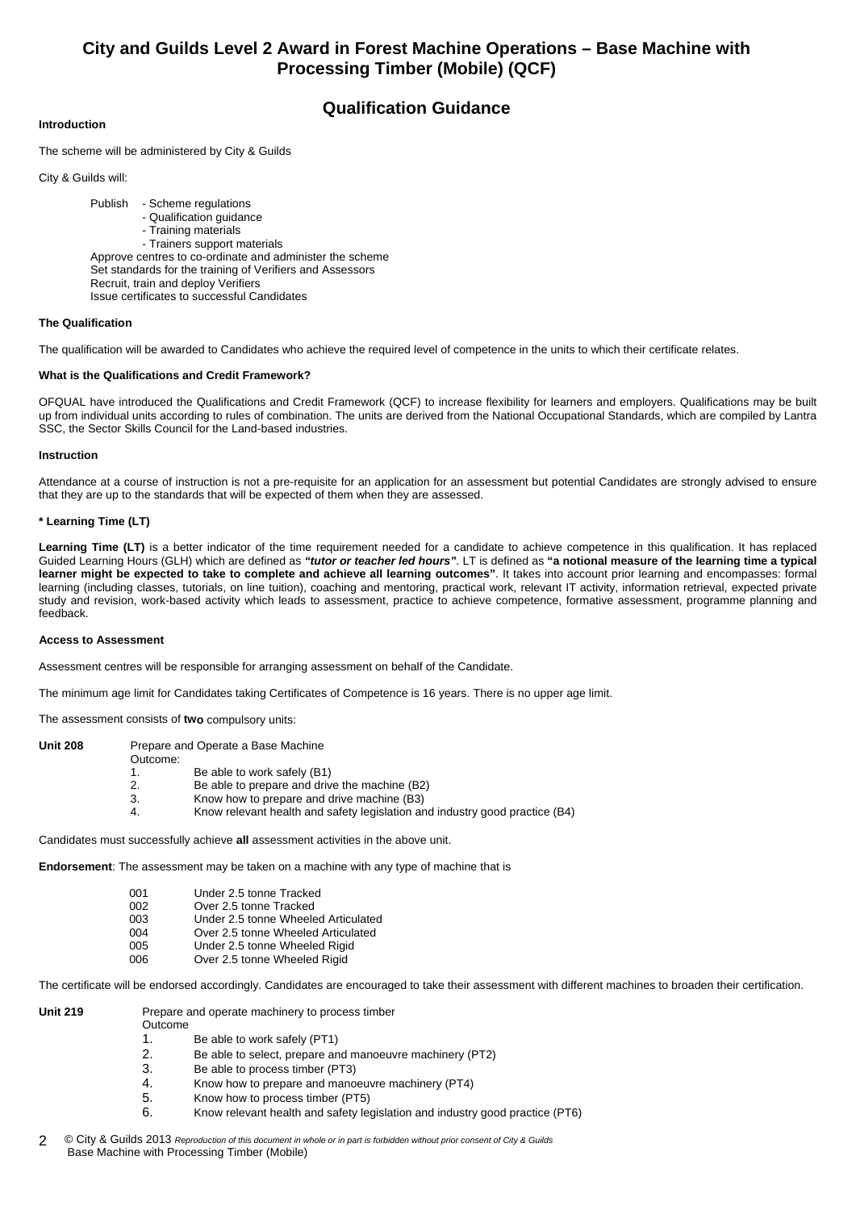# City and Guilds Level 2 Award in Forest Machine Operations – Base Machine with Processing Timber (Mobile) (QCF)

## Qualification Guidance

**Introduction**

The scheme will be administered by City & Guilds

City & Guilds will:

Publish - Scheme regulations
- Qualification guidance
- Training materials
- Trainers support materials

Approve centres to co-ordinate and administer the scheme
Set standards for the training of Verifiers and Assessors
Recruit, train and deploy Verifiers
Issue certificates to successful Candidates

**The Qualification**

The qualification will be awarded to Candidates who achieve the required level of competence in the units to which their certificate relates.

**What is the Qualifications and Credit Framework?**

OFQUAL have introduced the Qualifications and Credit Framework (QCF) to increase flexibility for learners and employers. Qualifications may be built up from individual units according to rules of combination. The units are derived from the National Occupational Standards, which are compiled by Lantra SSC, the Sector Skills Council for the Land-based industries.

**Instruction**

Attendance at a course of instruction is not a pre-requisite for an application for an assessment but potential Candidates are strongly advised to ensure that they are up to the standards that will be expected of them when they are assessed.

**\* Learning Time (LT)**

**Learning Time (LT)** is a better indicator of the time requirement needed for a candidate to achieve competence in this qualification. It has replaced Guided Learning Hours (GLH) which are defined as ***"tutor or teacher led hours"***. LT is defined as **"a notional measure of the learning time a typical learner might be expected to take to complete and achieve all learning outcomes"**. It takes into account prior learning and encompasses: formal learning (including classes, tutorials, on line tuition), coaching and mentoring, practical work, relevant IT activity, information retrieval, expected private study and revision, work-based activity which leads to assessment, practice to achieve competence, formative assessment, programme planning and feedback.

**Access to Assessment**

Assessment centres will be responsible for arranging assessment on behalf of the Candidate.

The minimum age limit for Candidates taking Certificates of Competence is 16 years. There is no upper age limit.

The assessment consists of **two** compulsory units:

**Unit 208** Prepare and Operate a Base Machine

Outcome:

1. Be able to work safely (B1)
2. Be able to prepare and drive the machine (B2)
3. Know how to prepare and drive machine (B3)
4. Know relevant health and safety legislation and industry good practice (B4)

Candidates must successfully achieve **all** assessment activities in the above unit.

**Endorsement**: The assessment may be taken on a machine with any type of machine that is

| | |
|---|---|
| 001 | Under 2.5 tonne Tracked |
| 002 | Over 2.5 tonne Tracked |
| 003 | Under 2.5 tonne Wheeled Articulated |
| 004 | Over 2.5 tonne Wheeled Articulated |
| 005 | Under 2.5 tonne Wheeled Rigid |
| 006 | Over 2.5 tonne Wheeled Rigid |

The certificate will be endorsed accordingly. Candidates are encouraged to take their assessment with different machines to broaden their certification.

**Unit 219** Prepare and operate machinery to process timber

Outcome

1. Be able to work safely (PT1)
2. Be able to select, prepare and manoeuvre machinery (PT2)
3. Be able to process timber (PT3)
4. Know how to prepare and manoeuvre machinery (PT4)
5. Know how to process timber (PT5)
6. Know relevant health and safety legislation and industry good practice (PT6)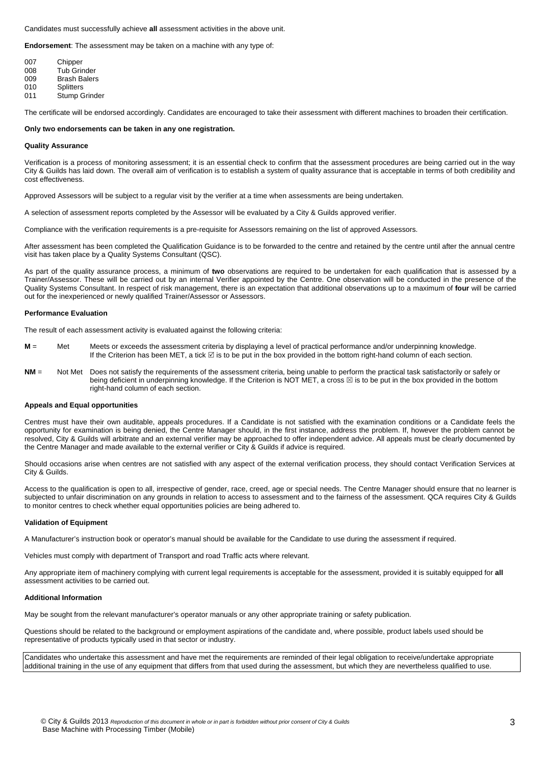Candidates must successfully achieve **all** assessment activities in the above unit.

**Endorsement**: The assessment may be taken on a machine with any type of:

007 Chipper
008 Tub Grinder
009 Brash Balers
010 Splitters
011 Stump Grinder

The certificate will be endorsed accordingly. Candidates are encouraged to take their assessment with different machines to broaden their certification.

**Only two endorsements can be taken in any one registration.**

**Quality Assurance**

Verification is a process of monitoring assessment; it is an essential check to confirm that the assessment procedures are being carried out in the way City & Guilds has laid down. The overall aim of verification is to establish a system of quality assurance that is acceptable in terms of both credibility and cost effectiveness.

Approved Assessors will be subject to a regular visit by the verifier at a time when assessments are being undertaken.

A selection of assessment reports completed by the Assessor will be evaluated by a City & Guilds approved verifier.

Compliance with the verification requirements is a pre-requisite for Assessors remaining on the list of approved Assessors.

After assessment has been completed the Qualification Guidance is to be forwarded to the centre and retained by the centre until after the annual centre visit has taken place by a Quality Systems Consultant (QSC).

As part of the quality assurance process, a minimum of **two** observations are required to be undertaken for each qualification that is assessed by a Trainer/Assessor. These will be carried out by an internal Verifier appointed by the Centre. One observation will be conducted in the presence of the Quality Systems Consultant. In respect of risk management, there is an expectation that additional observations up to a maximum of **four** will be carried out for the inexperienced or newly qualified Trainer/Assessor or Assessors.

**Performance Evaluation**

The result of each assessment activity is evaluated against the following criteria:

**M** = Met — Meets or exceeds the assessment criteria by displaying a level of practical performance and/or underpinning knowledge. If the Criterion has been MET, a tick ☑ is to be put in the box provided in the bottom right-hand column of each section.

**NM** = Not Met — Does not satisfy the requirements of the assessment criteria, being unable to perform the practical task satisfactorily or safely or being deficient in underpinning knowledge. If the Criterion is NOT MET, a cross ☒ is to be put in the box provided in the bottom right-hand column of each section.

**Appeals and Equal opportunities**

Centres must have their own auditable, appeals procedures. If a Candidate is not satisfied with the examination conditions or a Candidate feels the opportunity for examination is being denied, the Centre Manager should, in the first instance, address the problem. If, however the problem cannot be resolved, City & Guilds will arbitrate and an external verifier may be approached to offer independent advice. All appeals must be clearly documented by the Centre Manager and made available to the external verifier or City & Guilds if advice is required.

Should occasions arise when centres are not satisfied with any aspect of the external verification process, they should contact Verification Services at City & Guilds.

Access to the qualification is open to all, irrespective of gender, race, creed, age or special needs. The Centre Manager should ensure that no learner is subjected to unfair discrimination on any grounds in relation to access to assessment and to the fairness of the assessment. QCA requires City & Guilds to monitor centres to check whether equal opportunities policies are being adhered to.

**Validation of Equipment**

A Manufacturer's instruction book or operator's manual should be available for the Candidate to use during the assessment if required.

Vehicles must comply with department of Transport and road Traffic acts where relevant.

Any appropriate item of machinery complying with current legal requirements is acceptable for the assessment, provided it is suitably equipped for **all** assessment activities to be carried out.

**Additional Information**

May be sought from the relevant manufacturer's operator manuals or any other appropriate training or safety publication.

Questions should be related to the background or employment aspirations of the candidate and, where possible, product labels used should be representative of products typically used in that sector or industry.

Candidates who undertake this assessment and have met the requirements are reminded of their legal obligation to receive/undertake appropriate additional training in the use of any equipment that differs from that used during the assessment, but which they are nevertheless qualified to use.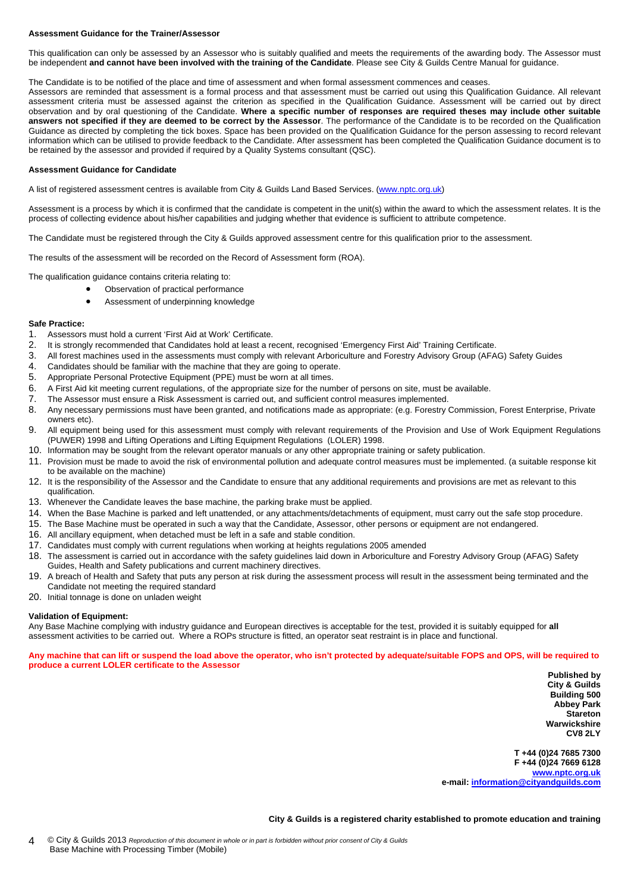**Assessment Guidance for the Trainer/Assessor**

This qualification can only be assessed by an Assessor who is suitably qualified and meets the requirements of the awarding body. The Assessor must be independent **and cannot have been involved with the training of the Candidate**. Please see City & Guilds Centre Manual for guidance.

The Candidate is to be notified of the place and time of assessment and when formal assessment commences and ceases.
Assessors are reminded that assessment is a formal process and that assessment must be carried out using this Qualification Guidance. All relevant assessment criteria must be assessed against the criterion as specified in the Qualification Guidance. Assessment will be carried out by direct observation and by oral questioning of the Candidate. **Where a specific number of responses are required theses may include other suitable answers not specified if they are deemed to be correct by the Assessor**. The performance of the Candidate is to be recorded on the Qualification Guidance as directed by completing the tick boxes. Space has been provided on the Qualification Guidance for the person assessing to record relevant information which can be utilised to provide feedback to the Candidate. After assessment has been completed the Qualification Guidance document is to be retained by the assessor and provided if required by a Quality Systems consultant (QSC).

**Assessment Guidance for Candidate**

A list of registered assessment centres is available from City & Guilds Land Based Services. (www.nptc.org.uk)

Assessment is a process by which it is confirmed that the candidate is competent in the unit(s) within the award to which the assessment relates. It is the process of collecting evidence about his/her capabilities and judging whether that evidence is sufficient to attribute competence.

The Candidate must be registered through the City & Guilds approved assessment centre for this qualification prior to the assessment.

The results of the assessment will be recorded on the Record of Assessment form (ROA).

The qualification guidance contains criteria relating to:

- Observation of practical performance
- Assessment of underpinning knowledge

**Safe Practice:**

1. Assessors must hold a current 'First Aid at Work' Certificate.
2. It is strongly recommended that Candidates hold at least a recent, recognised 'Emergency First Aid' Training Certificate.
3. All forest machines used in the assessments must comply with relevant Arboriculture and Forestry Advisory Group (AFAG) Safety Guides
4. Candidates should be familiar with the machine that they are going to operate.
5. Appropriate Personal Protective Equipment (PPE) must be worn at all times.
6. A First Aid kit meeting current regulations, of the appropriate size for the number of persons on site, must be available.
7. The Assessor must ensure a Risk Assessment is carried out, and sufficient control measures implemented.
8. Any necessary permissions must have been granted, and notifications made as appropriate: (e.g. Forestry Commission, Forest Enterprise, Private owners etc).
9. All equipment being used for this assessment must comply with relevant requirements of the Provision and Use of Work Equipment Regulations (PUWER) 1998 and Lifting Operations and Lifting Equipment Regulations (LOLER) 1998.
10. Information may be sought from the relevant operator manuals or any other appropriate training or safety publication.
11. Provision must be made to avoid the risk of environmental pollution and adequate control measures must be implemented. (a suitable response kit to be available on the machine)
12. It is the responsibility of the Assessor and the Candidate to ensure that any additional requirements and provisions are met as relevant to this qualification.
13. Whenever the Candidate leaves the base machine, the parking brake must be applied.
14. When the Base Machine is parked and left unattended, or any attachments/detachments of equipment, must carry out the safe stop procedure.
15. The Base Machine must be operated in such a way that the Candidate, Assessor, other persons or equipment are not endangered.
16. All ancillary equipment, when detached must be left in a safe and stable condition.
17. Candidates must comply with current regulations when working at heights regulations 2005 amended
18. The assessment is carried out in accordance with the safety guidelines laid down in Arboriculture and Forestry Advisory Group (AFAG) Safety Guides, Health and Safety publications and current machinery directives.
19. A breach of Health and Safety that puts any person at risk during the assessment process will result in the assessment being terminated and the Candidate not meeting the required standard
20. Initial tonnage is done on unladen weight

**Validation of Equipment:**
Any Base Machine complying with industry guidance and European directives is acceptable for the test, provided it is suitably equipped for **all** assessment activities to be carried out. Where a ROPs structure is fitted, an operator seat restraint is in place and functional.

**Any machine that can lift or suspend the load above the operator, who isn't protected by adequate/suitable FOPS and OPS, will be required to produce a current LOLER certificate to the Assessor**

**Published by**
**City & Guilds**
**Building 500**
**Abbey Park**
**Stareton**
**Warwickshire**
**CV8 2LY**

**T +44 (0)24 7685 7300**
**F +44 (0)24 7669 6128**
**www.nptc.org.uk**
**e-mail: information@cityandguilds.com**

**City & Guilds is a registered charity established to promote education and training**

© City & Guilds 2013 *Reproduction of this document in whole or in part is forbidden without prior consent of City & Guilds*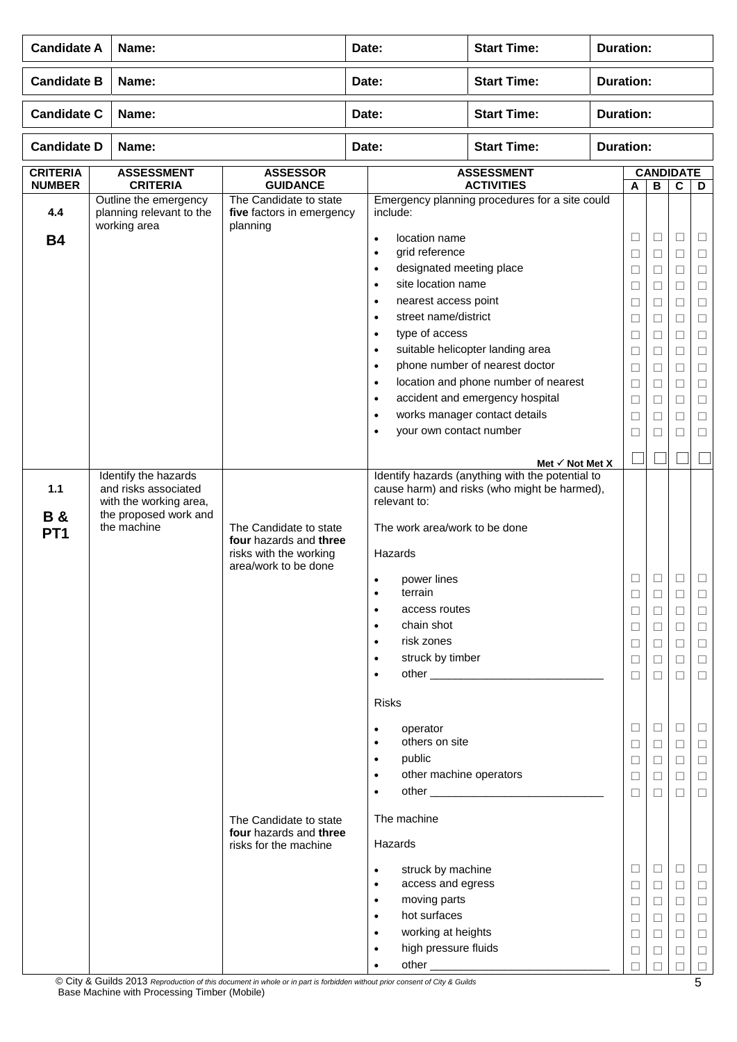| Candidate A | Name: | Date: | Start Time: | Duration: |
|---|---|---|---|---|
| Candidate B | Name: | Date: | Start Time: | Duration: |
| Candidate C | Name: | Date: | Start Time: | Duration: |
| Candidate D | Name: | Date: | Start Time: | Duration: |

| CRITERIA NUMBER | ASSESSMENT CRITERIA | ASSESSOR GUIDANCE | ASSESSMENT ACTIVITIES | CANDIDATE A | B | C | D |
|---|---|---|---|---|---|---|---|
| 4.4<br><br>B4 | Outline the emergency planning relevant to the working area | The Candidate to state **five** factors in emergency planning | Emergency planning procedures for a site could include: | | | | |
| | | | • location name | ☐ | ☐ | ☐ | ☐ |
| | | | • grid reference | ☐ | ☐ | ☐ | ☐ |
| | | | • designated meeting place | ☐ | ☐ | ☐ | ☐ |
| | | | • site location name | ☐ | ☐ | ☐ | ☐ |
| | | | • nearest access point | ☐ | ☐ | ☐ | ☐ |
| | | | • street name/district | ☐ | ☐ | ☐ | ☐ |
| | | | • type of access | ☐ | ☐ | ☐ | ☐ |
| | | | • suitable helicopter landing area | ☐ | ☐ | ☐ | ☐ |
| | | | • phone number of nearest doctor | ☐ | ☐ | ☐ | ☐ |
| | | | • location and phone number of nearest | ☐ | ☐ | ☐ | ☐ |
| | | | • accident and emergency hospital | ☐ | ☐ | ☐ | ☐ |
| | | | • works manager contact details | ☐ | ☐ | ☐ | ☐ |
| | | | • your own contact number | ☐ | ☐ | ☐ | ☐ |
| | | | **Met ✓ Not Met X** | ☐ | ☐ | ☐ | ☐ |
| 1.1<br><br>B & PT1 | Identify the hazards and risks associated with the working area, the proposed work and the machine | | Identify hazards (anything with the potential to cause harm) and risks (who might be harmed), relevant to: | | | | |
| | | The Candidate to state **four** hazards and **three** risks with the working area/work to be done | The work area/work to be done | | | | |
| | | | Hazards | | | | |
| | | | • power lines | ☐ | ☐ | ☐ | ☐ |
| | | | • terrain | ☐ | ☐ | ☐ | ☐ |
| | | | • access routes | ☐ | ☐ | ☐ | ☐ |
| | | | • chain shot | ☐ | ☐ | ☐ | ☐ |
| | | | • risk zones | ☐ | ☐ | ☐ | ☐ |
| | | | • struck by timber | ☐ | ☐ | ☐ | ☐ |
| | | | • other ____________________________ | ☐ | ☐ | ☐ | ☐ |
| | | | Risks | | | | |
| | | | • operator | ☐ | ☐ | ☐ | ☐ |
| | | | • others on site | ☐ | ☐ | ☐ | ☐ |
| | | | • public | ☐ | ☐ | ☐ | ☐ |
| | | | • other machine operators | ☐ | ☐ | ☐ | ☐ |
| | | | • other ____________________________ | ☐ | ☐ | ☐ | ☐ |
| | | The Candidate to state **four** hazards and **three** risks for the machine | The machine | | | | |
| | | | Hazards | | | | |
| | | | • struck by machine | ☐ | ☐ | ☐ | ☐ |
| | | | • access and egress | ☐ | ☐ | ☐ | ☐ |
| | | | • moving parts | ☐ | ☐ | ☐ | ☐ |
| | | | • hot surfaces | ☐ | ☐ | ☐ | ☐ |
| | | | • working at heights | ☐ | ☐ | ☐ | ☐ |
| | | | • high pressure fluids | ☐ | ☐ | ☐ | ☐ |
| | | | • other ____________________________ | ☐ | ☐ | ☐ | ☐ |

© City & Guilds 2013 *Reproduction of this document in whole or in part is forbidden without prior consent of City & Guilds*
Base Machine with Processing Timber (Mobile)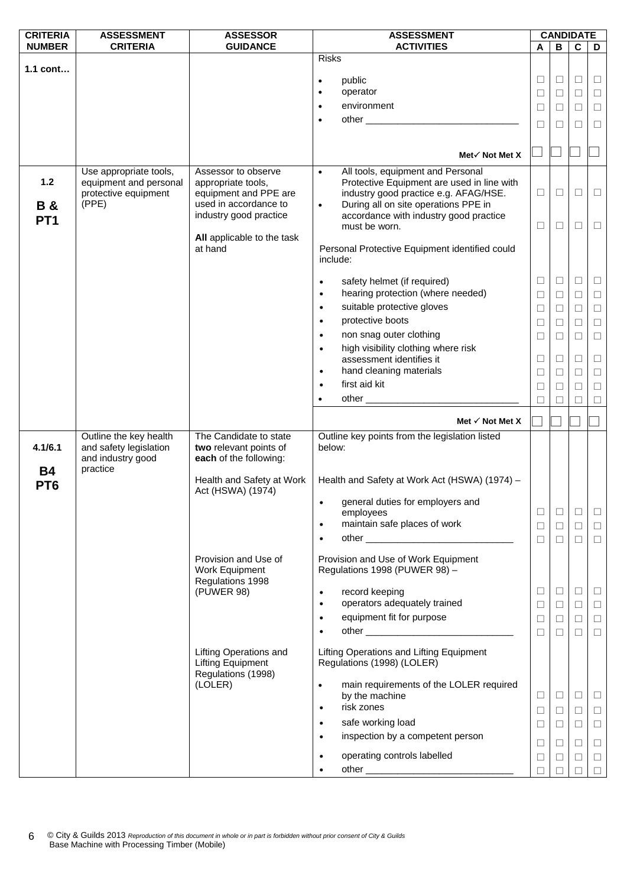| CRITERIA NUMBER | ASSESSMENT CRITERIA | ASSESSOR GUIDANCE | ASSESSMENT ACTIVITIES | CANDIDATE A | CANDIDATE B | CANDIDATE C | CANDIDATE D |
|---|---|---|---|---|---|---|---|
| **1.1 cont…** | | | Risks | | | | |
| | | | • public | ☐ | ☐ | ☐ | ☐ |
| | | | • operator | ☐ | ☐ | ☐ | ☐ |
| | | | • environment | ☐ | ☐ | ☐ | ☐ |
| | | | • other ____________________________ | ☐ | ☐ | ☐ | ☐ |
| | | | **Met ✓ Not Met X** | ☐ | ☐ | ☐ | ☐ |
| **1.2 B & PT1** | Use appropriate tools, equipment and personal protective equipment (PPE) | Assessor to observe appropriate tools, equipment and PPE are used in accordance to industry good practice **All** applicable to the task at hand | • All tools, equipment and Personal Protective Equipment are used in line with industry good practice e.g. AFAG/HSE. | ☐ | ☐ | ☐ | ☐ |
| | | | • During all on site operations PPE in accordance with industry good practice must be worn. | ☐ | ☐ | ☐ | ☐ |
| | | | Personal Protective Equipment identified could include: | | | | |
| | | | • safety helmet (if required) | ☐ | ☐ | ☐ | ☐ |
| | | | • hearing protection (where needed) | ☐ | ☐ | ☐ | ☐ |
| | | | • suitable protective gloves | ☐ | ☐ | ☐ | ☐ |
| | | | • protective boots | ☐ | ☐ | ☐ | ☐ |
| | | | • non snag outer clothing | ☐ | ☐ | ☐ | ☐ |
| | | | • high visibility clothing where risk assessment identifies it | ☐ | ☐ | ☐ | ☐ |
| | | | • hand cleaning materials | ☐ | ☐ | ☐ | ☐ |
| | | | • first aid kit | ☐ | ☐ | ☐ | ☐ |
| | | | • other ____________________________ | ☐ | ☐ | ☐ | ☐ |
| | | | **Met ✓ Not Met X** | ☐ | ☐ | ☐ | ☐ |
| **4.1/6.1 B4 PT6** | Outline the key health and safety legislation and industry good practice | The Candidate to state **two** relevant points of **each** of the following: | Outline key points from the legislation listed below: | | | | |
| | | Health and Safety at Work Act (HSWA) (1974) | Health and Safety at Work Act (HSWA) (1974) – | | | | |
| | | | • general duties for employers and employees | ☐ | ☐ | ☐ | ☐ |
| | | | • maintain safe places of work | ☐ | ☐ | ☐ | ☐ |
| | | | • other ____________________________ | ☐ | ☐ | ☐ | ☐ |
| | | Provision and Use of Work Equipment Regulations 1998 (PUWER 98) | Provision and Use of Work Equipment Regulations 1998 (PUWER 98) – | | | | |
| | | | • record keeping | ☐ | ☐ | ☐ | ☐ |
| | | | • operators adequately trained | ☐ | ☐ | ☐ | ☐ |
| | | | • equipment fit for purpose | ☐ | ☐ | ☐ | ☐ |
| | | | • other ____________________________ | ☐ | ☐ | ☐ | ☐ |
| | | Lifting Operations and Lifting Equipment Regulations (1998) (LOLER) | Lifting Operations and Lifting Equipment Regulations (1998) (LOLER) | | | | |
| | | | • main requirements of the LOLER required by the machine | ☐ | ☐ | ☐ | ☐ |
| | | | • risk zones | ☐ | ☐ | ☐ | ☐ |
| | | | • safe working load | ☐ | ☐ | ☐ | ☐ |
| | | | • inspection by a competent person | ☐ | ☐ | ☐ | ☐ |
| | | | • operating controls labelled | ☐ | ☐ | ☐ | ☐ |
| | | | • other ____________________________ | ☐ | ☐ | ☐ | ☐ |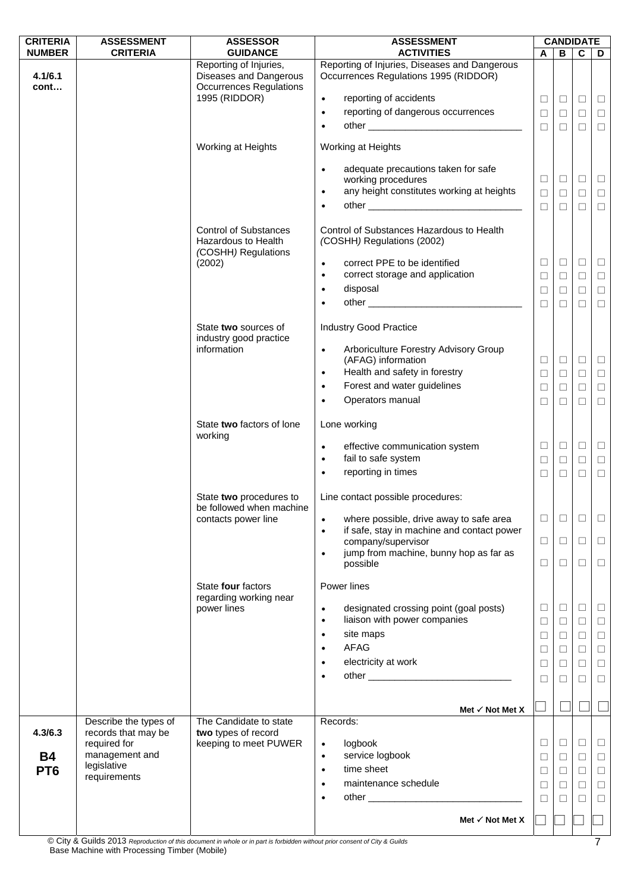| CRITERIA NUMBER | ASSESSMENT CRITERIA | ASSESSOR GUIDANCE | ASSESSMENT ACTIVITIES | CANDIDATE A | B | C | D |
|---|---|---|---|---|---|---|---|
| 4.1/6.1 cont… | | Reporting of Injuries, Diseases and Dangerous Occurrences Regulations 1995 (RIDDOR) | Reporting of Injuries, Diseases and Dangerous Occurrences Regulations 1995 (RIDDOR)<br>• reporting of accidents<br>• reporting of dangerous occurrences<br>• other ____________________________ | ☐<br>☐<br>☐ | ☐<br>☐<br>☐ | ☐<br>☐<br>☐ | ☐<br>☐<br>☐ |
| | | Working at Heights | Working at Heights<br>• adequate precautions taken for safe working procedures<br>• any height constitutes working at heights<br>• other ____________________________ | ☐<br>☐<br>☐ | ☐<br>☐<br>☐ | ☐<br>☐<br>☐ | ☐<br>☐<br>☐ |
| | | Control of Substances Hazardous to Health (COSHH) Regulations (2002) | Control of Substances Hazardous to Health (COSHH) Regulations (2002)<br>• correct PPE to be identified<br>• correct storage and application<br>• disposal<br>• other ____________________________ | ☐<br>☐<br>☐<br>☐ | ☐<br>☐<br>☐<br>☐ | ☐<br>☐<br>☐<br>☐ | ☐<br>☐<br>☐<br>☐ |
| | | State **two** sources of industry good practice information | Industry Good Practice<br>• Arboriculture Forestry Advisory Group (AFAG) information<br>• Health and safety in forestry<br>• Forest and water guidelines<br>• Operators manual | ☐<br>☐<br>☐<br>☐ | ☐<br>☐<br>☐<br>☐ | ☐<br>☐<br>☐<br>☐ | ☐<br>☐<br>☐<br>☐ |
| | | State **two** factors of lone working | Lone working<br>• effective communication system<br>• fail to safe system<br>• reporting in times | ☐<br>☐<br>☐ | ☐<br>☐<br>☐ | ☐<br>☐<br>☐ | ☐<br>☐<br>☐ |
| | | State **two** procedures to be followed when machine contacts power line | Line contact possible procedures:<br>• where possible, drive away to safe area<br>• if safe, stay in machine and contact power company/supervisor<br>• jump from machine, bunny hop as far as possible | ☐<br>☐<br>☐ | ☐<br>☐<br>☐ | ☐<br>☐<br>☐ | ☐<br>☐<br>☐ |
| | | State **four** factors regarding working near power lines | Power lines<br>• designated crossing point (goal posts)<br>• liaison with power companies<br>• site maps<br>• AFAG<br>• electricity at work<br>• other __________________________ | ☐<br>☐<br>☐<br>☐<br>☐<br>☐ | ☐<br>☐<br>☐<br>☐<br>☐<br>☐ | ☐<br>☐<br>☐<br>☐<br>☐<br>☐ | ☐<br>☐<br>☐<br>☐<br>☐<br>☐ |
| | | | **Met ✓ Not Met X** | ☐ | ☐ | ☐ | ☐ |
| 4.3/6.3<br><br>**B4**<br>**PT6** | Describe the types of records that may be required for management and legislative requirements | The Candidate to state **two** types of record keeping to meet PUWER | Records:<br>• logbook<br>• service logbook<br>• time sheet<br>• maintenance schedule<br>• other ____________________________ | ☐<br>☐<br>☐<br>☐<br>☐ | ☐<br>☐<br>☐<br>☐<br>☐ | ☐<br>☐<br>☐<br>☐<br>☐ | ☐<br>☐<br>☐<br>☐<br>☐ |
| | | | **Met ✓ Not Met X** | ☐ | ☐ | ☐ | ☐ |

© City & Guilds 2013 *Reproduction of this document in whole or in part is forbidden without prior consent of City & Guilds*
Base Machine with Processing Timber (Mobile)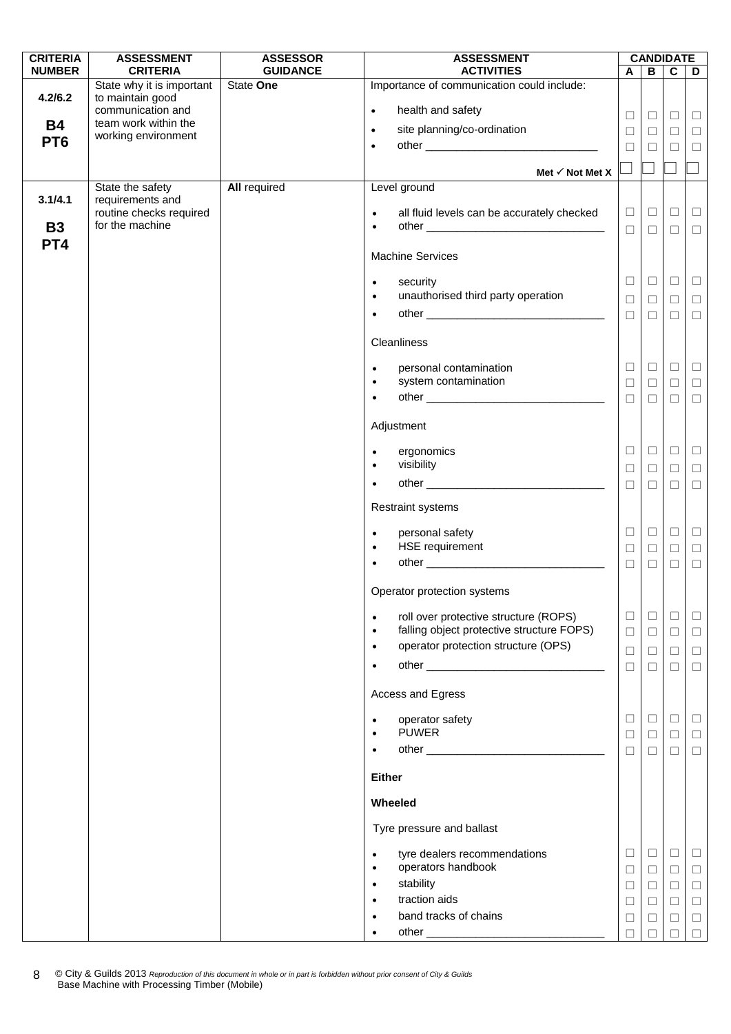| CRITERIA NUMBER | ASSESSMENT CRITERIA | ASSESSOR GUIDANCE | ASSESSMENT ACTIVITIES | CANDIDATE A | B | C | D |
|---|---|---|---|---|---|---|---|
| 4.2/6.2<br><br>**B4**<br>**PT6** | State why it is important to maintain good communication and team work within the working environment | State **One** | Importance of communication could include: | | | | |
| | | | • health and safety | ☐ | ☐ | ☐ | ☐ |
| | | | • site planning/co-ordination | ☐ | ☐ | ☐ | ☐ |
| | | | • other ____________________ | ☐ | ☐ | ☐ | ☐ |
| | | | Met ✓ Not Met X | ☐ | ☐ | ☐ | ☐ |
| 3.1/4.1<br><br>**B3**<br>**PT4** | State the safety requirements and routine checks required for the machine | **All** required | Level ground | | | | |
| | | | • all fluid levels can be accurately checked | ☐ | ☐ | ☐ | ☐ |
| | | | • other ____________________ | ☐ | ☐ | ☐ | ☐ |
| | | | Machine Services | | | | |
| | | | • security | ☐ | ☐ | ☐ | ☐ |
| | | | • unauthorised third party operation | ☐ | ☐ | ☐ | ☐ |
| | | | • other ____________________ | ☐ | ☐ | ☐ | ☐ |
| | | | Cleanliness | | | | |
| | | | • personal contamination | ☐ | ☐ | ☐ | ☐ |
| | | | • system contamination | ☐ | ☐ | ☐ | ☐ |
| | | | • other ____________________ | ☐ | ☐ | ☐ | ☐ |
| | | | Adjustment | | | | |
| | | | • ergonomics | ☐ | ☐ | ☐ | ☐ |
| | | | • visibility | ☐ | ☐ | ☐ | ☐ |
| | | | • other ____________________ | ☐ | ☐ | ☐ | ☐ |
| | | | Restraint systems | | | | |
| | | | • personal safety | ☐ | ☐ | ☐ | ☐ |
| | | | • HSE requirement | ☐ | ☐ | ☐ | ☐ |
| | | | • other ____________________ | ☐ | ☐ | ☐ | ☐ |
| | | | Operator protection systems | | | | |
| | | | • roll over protective structure (ROPS) | ☐ | ☐ | ☐ | ☐ |
| | | | • falling object protective structure FOPS) | ☐ | ☐ | ☐ | ☐ |
| | | | • operator protection structure (OPS) | ☐ | ☐ | ☐ | ☐ |
| | | | • other ____________________ | ☐ | ☐ | ☐ | ☐ |
| | | | Access and Egress | | | | |
| | | | • operator safety | ☐ | ☐ | ☐ | ☐ |
| | | | • PUWER | ☐ | ☐ | ☐ | ☐ |
| | | | • other ____________________ | ☐ | ☐ | ☐ | ☐ |
| | | | **Either** | | | | |
| | | | **Wheeled** | | | | |
| | | | Tyre pressure and ballast | | | | |
| | | | • tyre dealers recommendations | ☐ | ☐ | ☐ | ☐ |
| | | | • operators handbook | ☐ | ☐ | ☐ | ☐ |
| | | | • stability | ☐ | ☐ | ☐ | ☐ |
| | | | • traction aids | ☐ | ☐ | ☐ | ☐ |
| | | | • band tracks of chains | ☐ | ☐ | ☐ | ☐ |
| | | | • other ____________________ | ☐ | ☐ | ☐ | ☐ |

© City & Guilds 2013 *Reproduction of this document in whole or in part is forbidden without prior consent of City & Guilds*
Base Machine with Processing Timber (Mobile)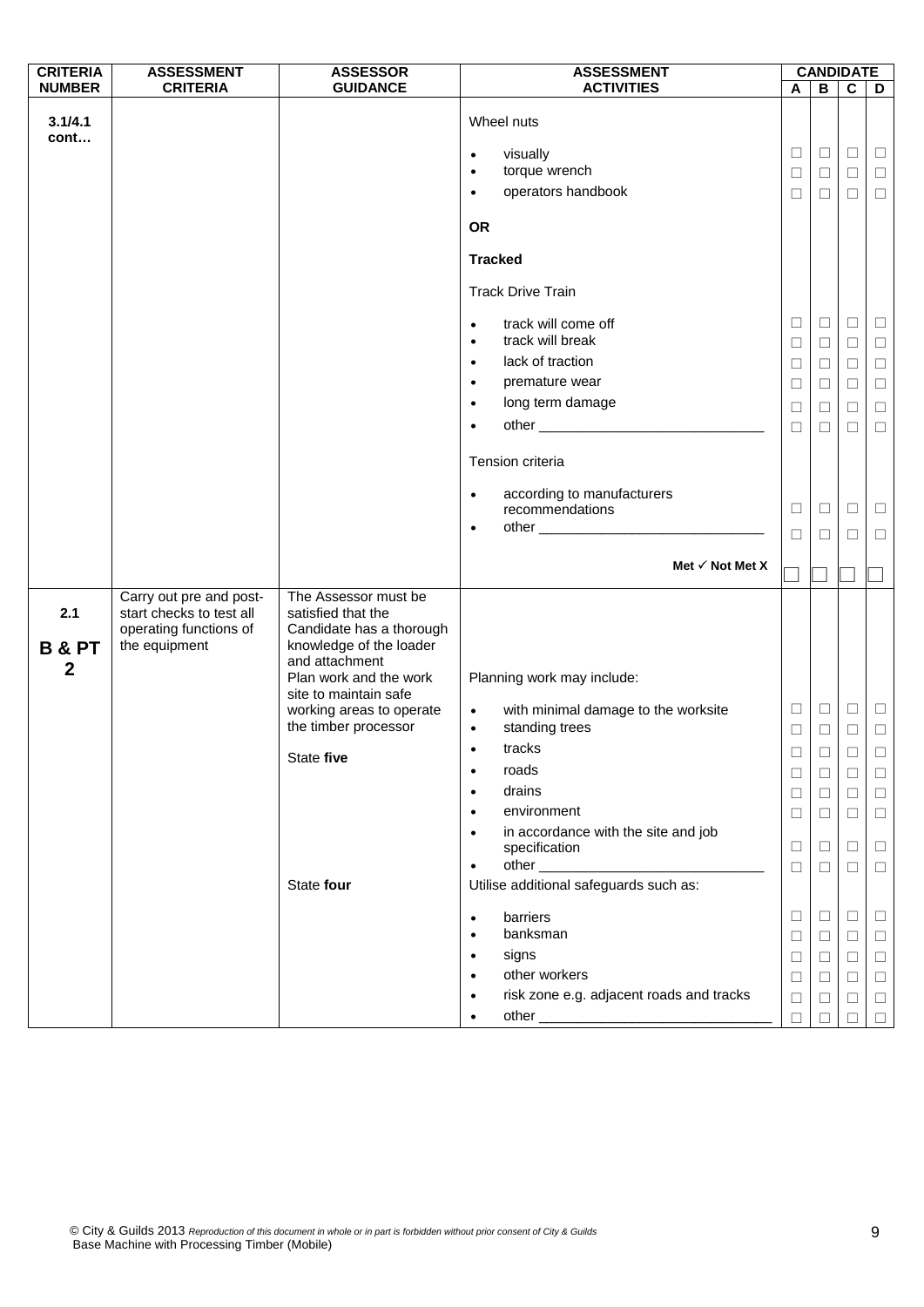| CRITERIA NUMBER | ASSESSMENT CRITERIA | ASSESSOR GUIDANCE | ASSESSMENT ACTIVITIES | CANDIDATE A | CANDIDATE B | CANDIDATE C | CANDIDATE D |
|---|---|---|---|---|---|---|---|
| **3.1/4.1 cont…** | | | Wheel nuts | | | | |
| | | | • visually | ☐ | ☐ | ☐ | ☐ |
| | | | • torque wrench | ☐ | ☐ | ☐ | ☐ |
| | | | • operators handbook | ☐ | ☐ | ☐ | ☐ |
| | | | **OR** | | | | |
| | | | **Tracked** | | | | |
| | | | Track Drive Train | | | | |
| | | | • track will come off | ☐ | ☐ | ☐ | ☐ |
| | | | • track will break | ☐ | ☐ | ☐ | ☐ |
| | | | • lack of traction | ☐ | ☐ | ☐ | ☐ |
| | | | • premature wear | ☐ | ☐ | ☐ | ☐ |
| | | | • long term damage | ☐ | ☐ | ☐ | ☐ |
| | | | • other ______________________________ | ☐ | ☐ | ☐ | ☐ |
| | | | Tension criteria | | | | |
| | | | • according to manufacturers recommendations | ☐ | ☐ | ☐ | ☐ |
| | | | • other ______________________________ | ☐ | ☐ | ☐ | ☐ |
| | | | **Met ✓ Not Met X** | ☐ | ☐ | ☐ | ☐ |
| **2.1** **B & PT 2** | Carry out pre and post-start checks to test all operating functions of the equipment | The Assessor must be satisfied that the Candidate has a thorough knowledge of the loader and attachment | | | | | |
| | | Plan work and the work site to maintain safe working areas to operate the timber processor | Planning work may include: | | | | |
| | | State **five** | • with minimal damage to the worksite | ☐ | ☐ | ☐ | ☐ |
| | | | • standing trees | ☐ | ☐ | ☐ | ☐ |
| | | | • tracks | ☐ | ☐ | ☐ | ☐ |
| | | | • roads | ☐ | ☐ | ☐ | ☐ |
| | | | • drains | ☐ | ☐ | ☐ | ☐ |
| | | | • environment | ☐ | ☐ | ☐ | ☐ |
| | | | • in accordance with the site and job specification | ☐ | ☐ | ☐ | ☐ |
| | | | • other ______________________________ | ☐ | ☐ | ☐ | ☐ |
| | | State **four** | Utilise additional safeguards such as: | | | | |
| | | | • barriers | ☐ | ☐ | ☐ | ☐ |
| | | | • banksman | ☐ | ☐ | ☐ | ☐ |
| | | | • signs | ☐ | ☐ | ☐ | ☐ |
| | | | • other workers | ☐ | ☐ | ☐ | ☐ |
| | | | • risk zone e.g. adjacent roads and tracks | ☐ | ☐ | ☐ | ☐ |
| | | | • other ______________________________ | ☐ | ☐ | ☐ | ☐ |

© City & Guilds 2013 *Reproduction of this document in whole or in part is forbidden without prior consent of City & Guilds*
Base Machine with Processing Timber (Mobile)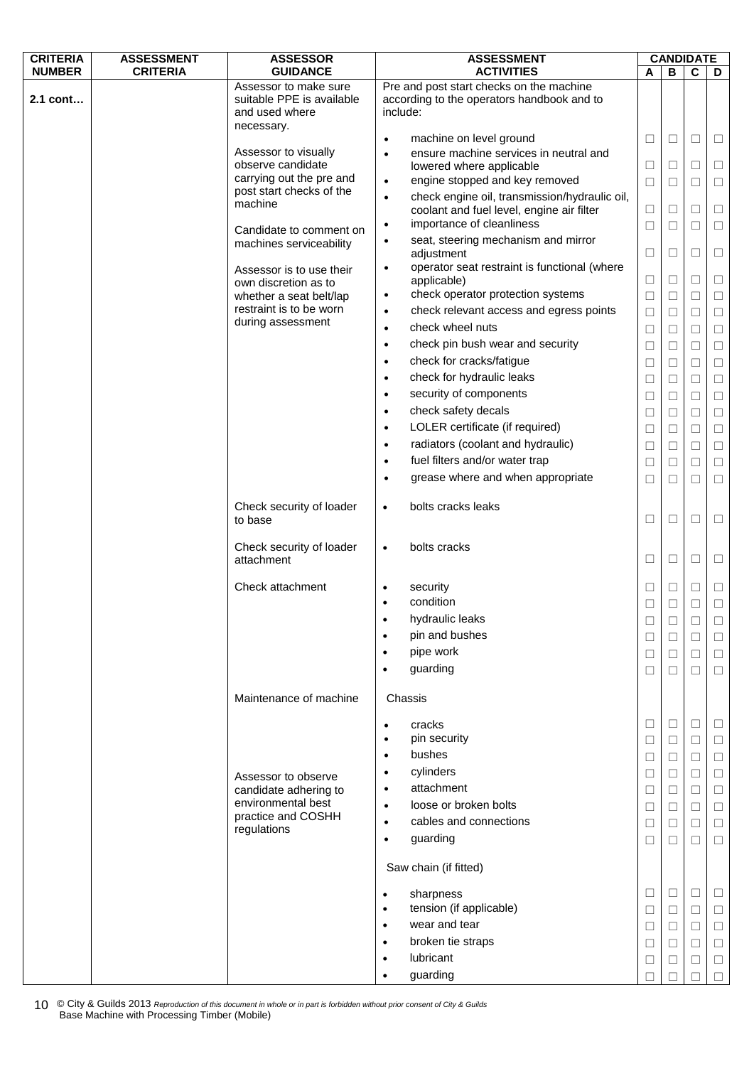| CRITERIA NUMBER | ASSESSMENT CRITERIA | ASSESSOR GUIDANCE | ASSESSMENT ACTIVITIES | CANDIDATE A | B | C | D |
|---|---|---|---|---|---|---|---|
| 2.1 cont… | | Assessor to make sure suitable PPE is available and used where necessary. | Pre and post start checks on the machine according to the operators handbook and to include: | | | | |
| | | Assessor to visually observe candidate carrying out the pre and post start checks of the machine | • machine on level ground | ☐ | ☐ | ☐ | ☐ |
| | | | • ensure machine services in neutral and lowered where applicable | ☐ | ☐ | ☐ | ☐ |
| | | | • engine stopped and key removed | ☐ | ☐ | ☐ | ☐ |
| | | | • check engine oil, transmission/hydraulic oil, coolant and fuel level, engine air filter | ☐ | ☐ | ☐ | ☐ |
| | | Candidate to comment on machines serviceability | • importance of cleanliness | ☐ | ☐ | ☐ | ☐ |
| | | | • seat, steering mechanism and mirror adjustment | ☐ | ☐ | ☐ | ☐ |
| | | Assessor is to use their own discretion as to whether a seat belt/lap restraint is to be worn during assessment | • operator seat restraint is functional (where applicable) | ☐ | ☐ | ☐ | ☐ |
| | | | • check operator protection systems | ☐ | ☐ | ☐ | ☐ |
| | | | • check relevant access and egress points | ☐ | ☐ | ☐ | ☐ |
| | | | • check wheel nuts | ☐ | ☐ | ☐ | ☐ |
| | | | • check pin bush wear and security | ☐ | ☐ | ☐ | ☐ |
| | | | • check for cracks/fatigue | ☐ | ☐ | ☐ | ☐ |
| | | | • check for hydraulic leaks | ☐ | ☐ | ☐ | ☐ |
| | | | • security of components | ☐ | ☐ | ☐ | ☐ |
| | | | • check safety decals | ☐ | ☐ | ☐ | ☐ |
| | | | • LOLER certificate (if required) | ☐ | ☐ | ☐ | ☐ |
| | | | • radiators (coolant and hydraulic) | ☐ | ☐ | ☐ | ☐ |
| | | | • fuel filters and/or water trap | ☐ | ☐ | ☐ | ☐ |
| | | | • grease where and when appropriate | ☐ | ☐ | ☐ | ☐ |
| | | Check security of loader to base | • bolts cracks leaks | ☐ | ☐ | ☐ | ☐ |
| | | Check security of loader attachment | • bolts cracks | ☐ | ☐ | ☐ | ☐ |
| | | Check attachment | • security | ☐ | ☐ | ☐ | ☐ |
| | | | • condition | ☐ | ☐ | ☐ | ☐ |
| | | | • hydraulic leaks | ☐ | ☐ | ☐ | ☐ |
| | | | • pin and bushes | ☐ | ☐ | ☐ | ☐ |
| | | | • pipe work | ☐ | ☐ | ☐ | ☐ |
| | | | • guarding | ☐ | ☐ | ☐ | ☐ |
| | | Maintenance of machine | Chassis | | | | |
| | | | • cracks | ☐ | ☐ | ☐ | ☐ |
| | | | • pin security | ☐ | ☐ | ☐ | ☐ |
| | | | • bushes | ☐ | ☐ | ☐ | ☐ |
| | | Assessor to observe candidate adhering to environmental best practice and COSHH regulations | • cylinders | ☐ | ☐ | ☐ | ☐ |
| | | | • attachment | ☐ | ☐ | ☐ | ☐ |
| | | | • loose or broken bolts | ☐ | ☐ | ☐ | ☐ |
| | | | • cables and connections | ☐ | ☐ | ☐ | ☐ |
| | | | • guarding | ☐ | ☐ | ☐ | ☐ |
| | | | Saw chain (if fitted) | | | | |
| | | | • sharpness | ☐ | ☐ | ☐ | ☐ |
| | | | • tension (if applicable) | ☐ | ☐ | ☐ | ☐ |
| | | | • wear and tear | ☐ | ☐ | ☐ | ☐ |
| | | | • broken tie straps | ☐ | ☐ | ☐ | ☐ |
| | | | • lubricant | ☐ | ☐ | ☐ | ☐ |
| | | | • guarding | ☐ | ☐ | ☐ | ☐ |

© City & Guilds 2013 *Reproduction of this document in whole or in part is forbidden without prior consent of City & Guilds*
Base Machine with Processing Timber (Mobile)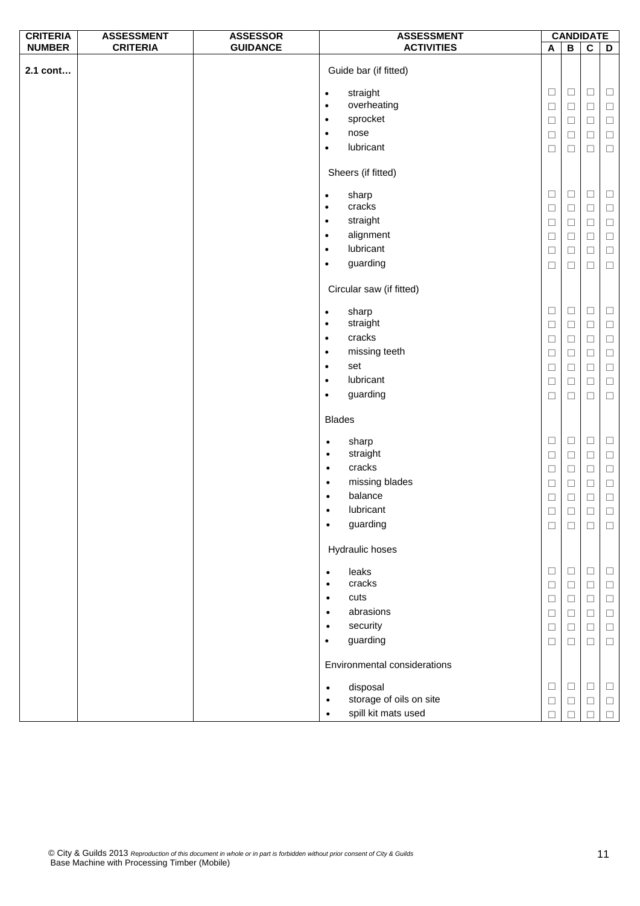| CRITERIA NUMBER | ASSESSMENT CRITERIA | ASSESSOR GUIDANCE | ASSESSMENT ACTIVITIES | CANDIDATE | | | |
|---|---|---|---|---|---|---|---|
| | | | | A | B | C | D |
| 2.1 cont… | | | Guide bar (if fitted) | | | | |
| | | | • straight | ☐ | ☐ | ☐ | ☐ |
| | | | • overheating | ☐ | ☐ | ☐ | ☐ |
| | | | • sprocket | ☐ | ☐ | ☐ | ☐ |
| | | | • nose | ☐ | ☐ | ☐ | ☐ |
| | | | • lubricant | ☐ | ☐ | ☐ | ☐ |
| | | | Sheers (if fitted) | | | | |
| | | | • sharp | ☐ | ☐ | ☐ | ☐ |
| | | | • cracks | ☐ | ☐ | ☐ | ☐ |
| | | | • straight | ☐ | ☐ | ☐ | ☐ |
| | | | • alignment | ☐ | ☐ | ☐ | ☐ |
| | | | • lubricant | ☐ | ☐ | ☐ | ☐ |
| | | | • guarding | ☐ | ☐ | ☐ | ☐ |
| | | | Circular saw (if fitted) | | | | |
| | | | • sharp | ☐ | ☐ | ☐ | ☐ |
| | | | • straight | ☐ | ☐ | ☐ | ☐ |
| | | | • cracks | ☐ | ☐ | ☐ | ☐ |
| | | | • missing teeth | ☐ | ☐ | ☐ | ☐ |
| | | | • set | ☐ | ☐ | ☐ | ☐ |
| | | | • lubricant | ☐ | ☐ | ☐ | ☐ |
| | | | • guarding | ☐ | ☐ | ☐ | ☐ |
| | | | Blades | | | | |
| | | | • sharp | ☐ | ☐ | ☐ | ☐ |
| | | | • straight | ☐ | ☐ | ☐ | ☐ |
| | | | • cracks | ☐ | ☐ | ☐ | ☐ |
| | | | • missing blades | ☐ | ☐ | ☐ | ☐ |
| | | | • balance | ☐ | ☐ | ☐ | ☐ |
| | | | • lubricant | ☐ | ☐ | ☐ | ☐ |
| | | | • guarding | ☐ | ☐ | ☐ | ☐ |
| | | | Hydraulic hoses | | | | |
| | | | • leaks | ☐ | ☐ | ☐ | ☐ |
| | | | • cracks | ☐ | ☐ | ☐ | ☐ |
| | | | • cuts | ☐ | ☐ | ☐ | ☐ |
| | | | • abrasions | ☐ | ☐ | ☐ | ☐ |
| | | | • security | ☐ | ☐ | ☐ | ☐ |
| | | | • guarding | ☐ | ☐ | ☐ | ☐ |
| | | | Environmental considerations | | | | |
| | | | • disposal | ☐ | ☐ | ☐ | ☐ |
| | | | • storage of oils on site | ☐ | ☐ | ☐ | ☐ |
| | | | • spill kit mats used | ☐ | ☐ | ☐ | ☐ |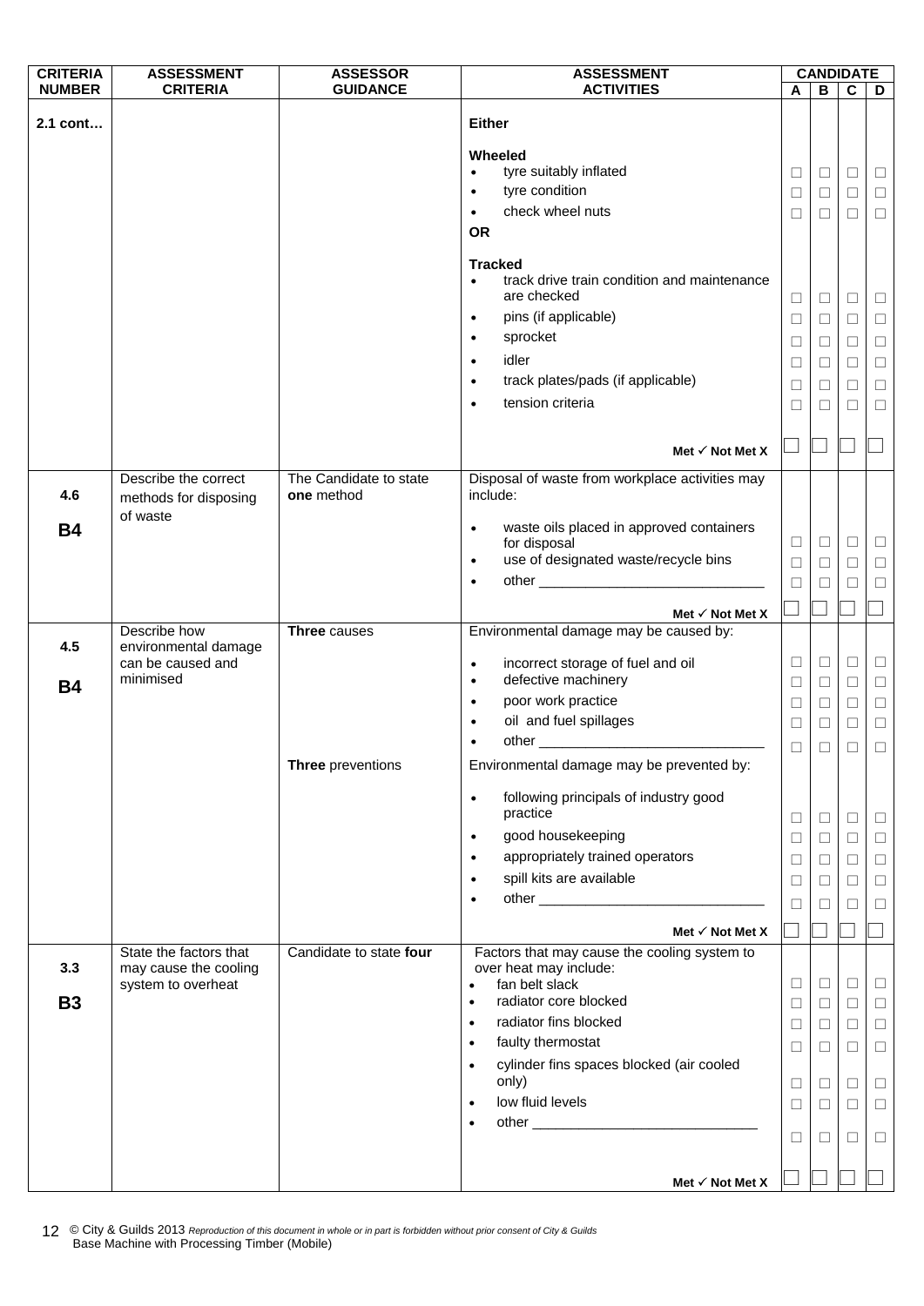| CRITERIA NUMBER | ASSESSMENT CRITERIA | ASSESSOR GUIDANCE | ASSESSMENT ACTIVITIES | CANDIDATE A | B | C | D |
|---|---|---|---|---|---|---|---|
| 2.1 cont… | | | **Either** | | | | |
| | | | **Wheeled** | | | | |
| | | | • tyre suitably inflated | ☐ | ☐ | ☐ | ☐ |
| | | | • tyre condition | ☐ | ☐ | ☐ | ☐ |
| | | | • check wheel nuts | ☐ | ☐ | ☐ | ☐ |
| | | | **OR** | | | | |
| | | | **Tracked** | | | | |
| | | | • track drive train condition and maintenance are checked | ☐ | ☐ | ☐ | ☐ |
| | | | • pins (if applicable) | ☐ | ☐ | ☐ | ☐ |
| | | | • sprocket | ☐ | ☐ | ☐ | ☐ |
| | | | • idler | ☐ | ☐ | ☐ | ☐ |
| | | | • track plates/pads (if applicable) | ☐ | ☐ | ☐ | ☐ |
| | | | • tension criteria | ☐ | ☐ | ☐ | ☐ |
| | | | **Met ✓ Not Met X** | ☐ | ☐ | ☐ | ☐ |
| 4.6 **B4** | Describe the correct methods for disposing of waste | The Candidate to state **one** method | Disposal of waste from workplace activities may include: | | | | |
| | | | • waste oils placed in approved containers for disposal | ☐ | ☐ | ☐ | ☐ |
| | | | • use of designated waste/recycle bins | ☐ | ☐ | ☐ | ☐ |
| | | | • other ____________________________ | ☐ | ☐ | ☐ | ☐ |
| | | | **Met ✓ Not Met X** | ☐ | ☐ | ☐ | ☐ |
| 4.5 **B4** | Describe how environmental damage can be caused and minimised | **Three** causes | Environmental damage may be caused by: | | | | |
| | | | • incorrect storage of fuel and oil | ☐ | ☐ | ☐ | ☐ |
| | | | • defective machinery | ☐ | ☐ | ☐ | ☐ |
| | | | • poor work practice | ☐ | ☐ | ☐ | ☐ |
| | | | • oil and fuel spillages | ☐ | ☐ | ☐ | ☐ |
| | | | • other ____________________________ | ☐ | ☐ | ☐ | ☐ |
| | | **Three** preventions | Environmental damage may be prevented by: | | | | |
| | | | • following principals of industry good practice | ☐ | ☐ | ☐ | ☐ |
| | | | • good housekeeping | ☐ | ☐ | ☐ | ☐ |
| | | | • appropriately trained operators | ☐ | ☐ | ☐ | ☐ |
| | | | • spill kits are available | ☐ | ☐ | ☐ | ☐ |
| | | | • other ____________________________ | ☐ | ☐ | ☐ | ☐ |
| | | | **Met ✓ Not Met X** | ☐ | ☐ | ☐ | ☐ |
| 3.3 **B3** | State the factors that may cause the cooling system to overheat | Candidate to state **four** | Factors that may cause the cooling system to over heat may include: | | | | |
| | | | • fan belt slack | ☐ | ☐ | ☐ | ☐ |
| | | | • radiator core blocked | ☐ | ☐ | ☐ | ☐ |
| | | | • radiator fins blocked | ☐ | ☐ | ☐ | ☐ |
| | | | • faulty thermostat | ☐ | ☐ | ☐ | ☐ |
| | | | • cylinder fins spaces blocked (air cooled only) | ☐ | ☐ | ☐ | ☐ |
| | | | • low fluid levels | ☐ | ☐ | ☐ | ☐ |
| | | | • other ____________________________ | ☐ | ☐ | ☐ | ☐ |
| | | | **Met ✓ Not Met X** | ☐ | ☐ | ☐ | ☐ |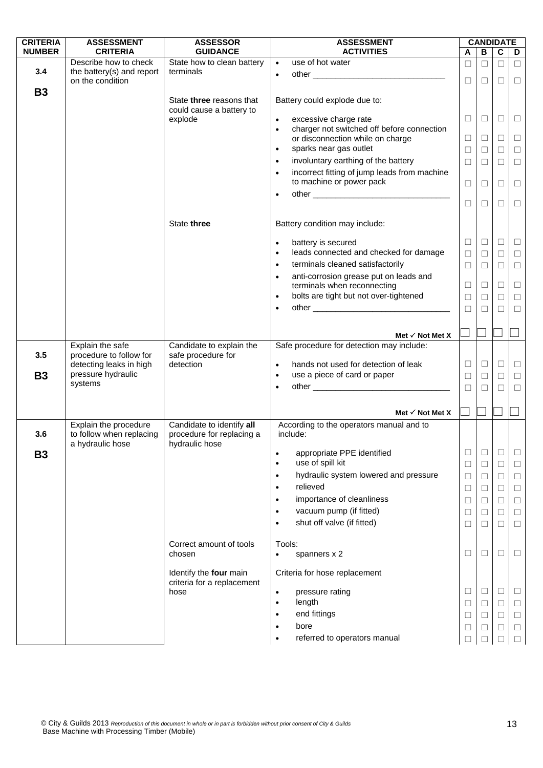| CRITERIA NUMBER | ASSESSMENT CRITERIA | ASSESSOR GUIDANCE | ASSESSMENT ACTIVITIES | CANDIDATE A | B | C | D |
|---|---|---|---|---|---|---|---|
| 3.4<br><br>B3 | Describe how to check the battery(s) and report on the condition | State how to clean battery terminals | • use of hot water | ☐ | ☐ | ☐ | ☐ |
| | | | • other ______________________________ | ☐ | ☐ | ☐ | ☐ |
| | | State **three** reasons that could cause a battery to explode | Battery could explode due to: | | | | |
| | | | • excessive charge rate | ☐ | ☐ | ☐ | ☐ |
| | | | • charger not switched off before connection or disconnection while on charge | ☐ | ☐ | ☐ | ☐ |
| | | | • sparks near gas outlet | ☐ | ☐ | ☐ | ☐ |
| | | | • involuntary earthing of the battery | ☐ | ☐ | ☐ | ☐ |
| | | | • incorrect fitting of jump leads from machine to machine or power pack | ☐ | ☐ | ☐ | ☐ |
| | | | • other ______________________________ | ☐ | ☐ | ☐ | ☐ |
| | | State **three** | Battery condition may include: | | | | |
| | | | • battery is secured | ☐ | ☐ | ☐ | ☐ |
| | | | • leads connected and checked for damage | ☐ | ☐ | ☐ | ☐ |
| | | | • terminals cleaned satisfactorily | ☐ | ☐ | ☐ | ☐ |
| | | | • anti-corrosion grease put on leads and terminals when reconnecting | ☐ | ☐ | ☐ | ☐ |
| | | | • bolts are tight but not over-tightened | ☐ | ☐ | ☐ | ☐ |
| | | | • other ______________________________ | ☐ | ☐ | ☐ | ☐ |
| | | | **Met ✓ Not Met X** | ☐ | ☐ | ☐ | ☐ |
| 3.5<br><br>B3 | Explain the safe procedure to follow for detecting leaks in high pressure hydraulic systems | Candidate to explain the safe procedure for detection | Safe procedure for detection may include: | | | | |
| | | | • hands not used for detection of leak | ☐ | ☐ | ☐ | ☐ |
| | | | • use a piece of card or paper | ☐ | ☐ | ☐ | ☐ |
| | | | • other ______________________________ | ☐ | ☐ | ☐ | ☐ |
| | | | **Met ✓ Not Met X** | ☐ | ☐ | ☐ | ☐ |
| 3.6<br><br>B3 | Explain the procedure to follow when replacing a hydraulic hose | Candidate to identify **all** procedure for replacing a hydraulic hose | According to the operators manual and to include: | | | | |
| | | | • appropriate PPE identified | ☐ | ☐ | ☐ | ☐ |
| | | | • use of spill kit | ☐ | ☐ | ☐ | ☐ |
| | | | • hydraulic system lowered and pressure | ☐ | ☐ | ☐ | ☐ |
| | | | • relieved | ☐ | ☐ | ☐ | ☐ |
| | | | • importance of cleanliness | ☐ | ☐ | ☐ | ☐ |
| | | | • vacuum pump (if fitted) | ☐ | ☐ | ☐ | ☐ |
| | | | • shut off valve (if fitted) | ☐ | ☐ | ☐ | ☐ |
| | | Correct amount of tools chosen | Tools:<br>• spanners x 2 | ☐ | ☐ | ☐ | ☐ |
| | | Identify the **four** main criteria for a replacement hose | Criteria for hose replacement | | | | |
| | | | • pressure rating | ☐ | ☐ | ☐ | ☐ |
| | | | • length | ☐ | ☐ | ☐ | ☐ |
| | | | • end fittings | ☐ | ☐ | ☐ | ☐ |
| | | | • bore | ☐ | ☐ | ☐ | ☐ |
| | | | • referred to operators manual | ☐ | ☐ | ☐ | ☐ |

© City & Guilds 2013 *Reproduction of this document in whole or in part is forbidden without prior consent of City & Guilds*
Base Machine with Processing Timber (Mobile)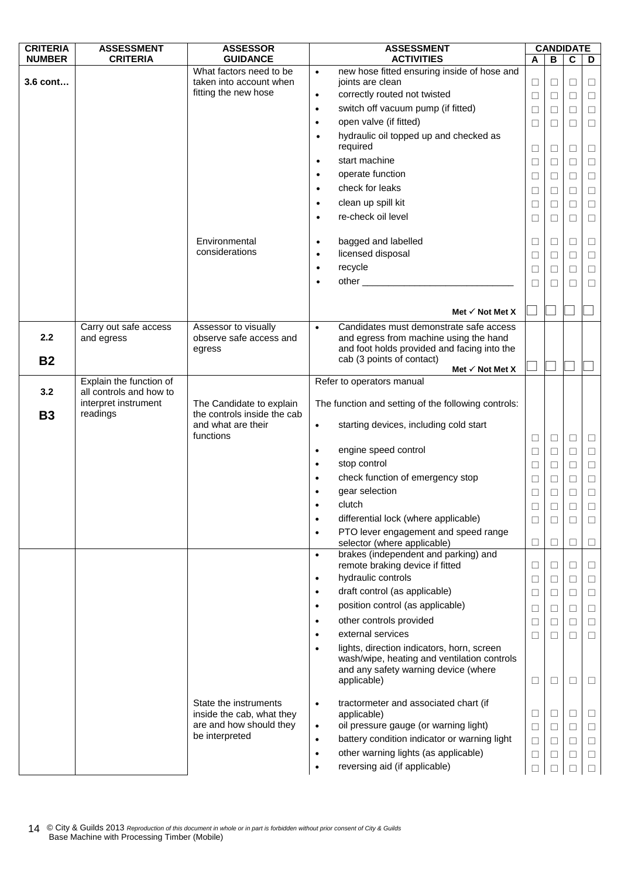| CRITERIA NUMBER | ASSESSMENT CRITERIA | ASSESSOR GUIDANCE | ASSESSMENT ACTIVITIES | CANDIDATE A | B | C | D |
|---|---|---|---|---|---|---|---|
| 3.6 cont… | | What factors need to be taken into account when fitting the new hose | • new hose fitted ensuring inside of hose and joints are clean | ☐ | ☐ | ☐ | ☐ |
| | | | • correctly routed not twisted | ☐ | ☐ | ☐ | ☐ |
| | | | • switch off vacuum pump (if fitted) | ☐ | ☐ | ☐ | ☐ |
| | | | • open valve (if fitted) | ☐ | ☐ | ☐ | ☐ |
| | | | • hydraulic oil topped up and checked as required | ☐ | ☐ | ☐ | ☐ |
| | | | • start machine | ☐ | ☐ | ☐ | ☐ |
| | | | • operate function | ☐ | ☐ | ☐ | ☐ |
| | | | • check for leaks | ☐ | ☐ | ☐ | ☐ |
| | | | • clean up spill kit | ☐ | ☐ | ☐ | ☐ |
| | | | • re-check oil level | ☐ | ☐ | ☐ | ☐ |
| | | Environmental considerations | • bagged and labelled | ☐ | ☐ | ☐ | ☐ |
| | | | • licensed disposal | ☐ | ☐ | ☐ | ☐ |
| | | | • recycle | ☐ | ☐ | ☐ | ☐ |
| | | | • other ____________________________ | ☐ | ☐ | ☐ | ☐ |
| | | | Met ✓ Not Met X | ☐ | ☐ | ☐ | ☐ |
| 2.2<br><br>B2 | Carry out safe access and egress | Assessor to visually observe safe access and egress | • Candidates must demonstrate safe access and egress from machine using the hand and foot holds provided and facing into the cab (3 points of contact)<br>Met ✓ Not Met X | ☐ | ☐ | ☐ | ☐ |
| 3.2<br><br>B3 | Explain the function of all controls and how to interpret instrument readings | The Candidate to explain the controls inside the cab and what are their functions | Refer to operators manual<br><br>The function and setting of the following controls: | | | | |
| | | | • starting devices, including cold start | ☐ | ☐ | ☐ | ☐ |
| | | | • engine speed control | ☐ | ☐ | ☐ | ☐ |
| | | | • stop control | ☐ | ☐ | ☐ | ☐ |
| | | | • check function of emergency stop | ☐ | ☐ | ☐ | ☐ |
| | | | • gear selection | ☐ | ☐ | ☐ | ☐ |
| | | | • clutch | ☐ | ☐ | ☐ | ☐ |
| | | | • differential lock (where applicable) | ☐ | ☐ | ☐ | ☐ |
| | | | • PTO lever engagement and speed range selector (where applicable) | ☐ | ☐ | ☐ | ☐ |
| | | | • brakes (independent and parking) and remote braking device if fitted | ☐ | ☐ | ☐ | ☐ |
| | | | • hydraulic controls | ☐ | ☐ | ☐ | ☐ |
| | | | • draft control (as applicable) | ☐ | ☐ | ☐ | ☐ |
| | | | • position control (as applicable) | ☐ | ☐ | ☐ | ☐ |
| | | | • other controls provided | ☐ | ☐ | ☐ | ☐ |
| | | | • external services | ☐ | ☐ | ☐ | ☐ |
| | | | • lights, direction indicators, horn, screen wash/wipe, heating and ventilation controls and any safety warning device (where applicable) | ☐ | ☐ | ☐ | ☐ |
| | | State the instruments inside the cab, what they are and how should they be interpreted | • tractormeter and associated chart (if applicable) | ☐ | ☐ | ☐ | ☐ |
| | | | • oil pressure gauge (or warning light) | ☐ | ☐ | ☐ | ☐ |
| | | | • battery condition indicator or warning light | ☐ | ☐ | ☐ | ☐ |
| | | | • other warning lights (as applicable) | ☐ | ☐ | ☐ | ☐ |
| | | | • reversing aid (if applicable) | ☐ | ☐ | ☐ | ☐ |

© City & Guilds 2013 *Reproduction of this document in whole or in part is forbidden without prior consent of City & Guilds*
Base Machine with Processing Timber (Mobile)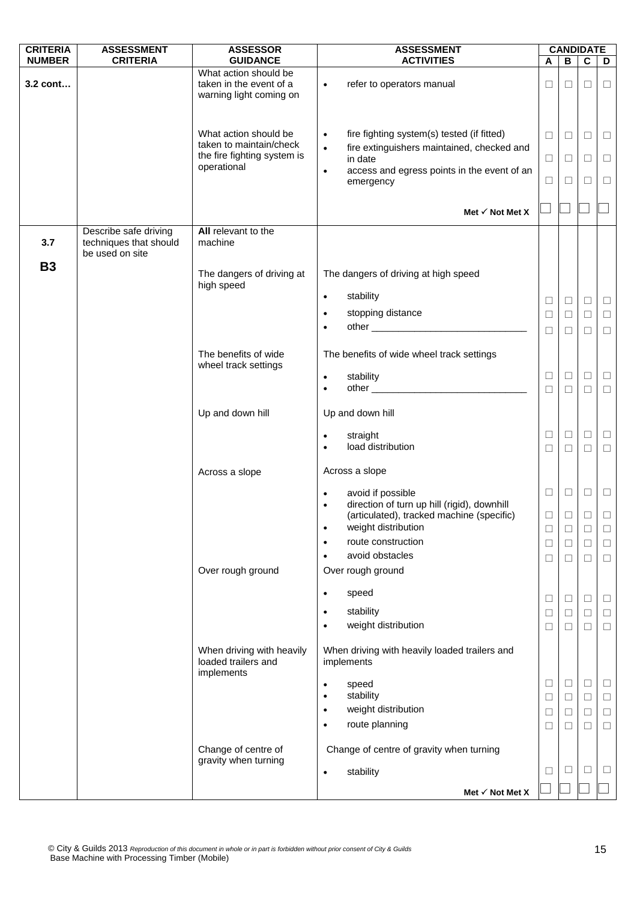| CRITERIA NUMBER | ASSESSMENT CRITERIA | ASSESSOR GUIDANCE | ASSESSMENT ACTIVITIES | CANDIDATE A | CANDIDATE B | CANDIDATE C | CANDIDATE D |
|---|---|---|---|---|---|---|---|
| **3.2 cont…** | | What action should be taken in the event of a warning light coming on | • refer to operators manual | ☐ | ☐ | ☐ | ☐ |
| | | What action should be taken to maintain/check the fire fighting system is operational | • fire fighting system(s) tested (if fitted) | ☐ | ☐ | ☐ | ☐ |
| | | | • fire extinguishers maintained, checked and in date | ☐ | ☐ | ☐ | ☐ |
| | | | • access and egress points in the event of an emergency | ☐ | ☐ | ☐ | ☐ |
| | | | **Met ✓ Not Met X** | ☐ | ☐ | ☐ | ☐ |
| **3.7** **B3** | Describe safe driving techniques that should be used on site | **All** relevant to the machine | | | | | |
| | | The dangers of driving at high speed | The dangers of driving at high speed | | | | |
| | | | • stability | ☐ | ☐ | ☐ | ☐ |
| | | | • stopping distance | ☐ | ☐ | ☐ | ☐ |
| | | | • other ____________________________ | ☐ | ☐ | ☐ | ☐ |
| | | The benefits of wide wheel track settings | The benefits of wide wheel track settings | | | | |
| | | | • stability | ☐ | ☐ | ☐ | ☐ |
| | | | • other ____________________________ | ☐ | ☐ | ☐ | ☐ |
| | | Up and down hill | Up and down hill | | | | |
| | | | • straight | ☐ | ☐ | ☐ | ☐ |
| | | | • load distribution | ☐ | ☐ | ☐ | ☐ |
| | | Across a slope | Across a slope | | | | |
| | | | • avoid if possible | ☐ | ☐ | ☐ | ☐ |
| | | | • direction of turn up hill (rigid), downhill (articulated), tracked machine (specific) | ☐ | ☐ | ☐ | ☐ |
| | | | • weight distribution | ☐ | ☐ | ☐ | ☐ |
| | | | • route construction | ☐ | ☐ | ☐ | ☐ |
| | | | • avoid obstacles | ☐ | ☐ | ☐ | ☐ |
| | | Over rough ground | Over rough ground | | | | |
| | | | • speed | ☐ | ☐ | ☐ | ☐ |
| | | | • stability | ☐ | ☐ | ☐ | ☐ |
| | | | • weight distribution | ☐ | ☐ | ☐ | ☐ |
| | | When driving with heavily loaded trailers and implements | When driving with heavily loaded trailers and implements | | | | |
| | | | • speed | ☐ | ☐ | ☐ | ☐ |
| | | | • stability | ☐ | ☐ | ☐ | ☐ |
| | | | • weight distribution | ☐ | ☐ | ☐ | ☐ |
| | | | • route planning | ☐ | ☐ | ☐ | ☐ |
| | | Change of centre of gravity when turning | Change of centre of gravity when turning | | | | |
| | | | • stability | ☐ | ☐ | ☐ | ☐ |
| | | | **Met ✓ Not Met X** | ☐ | ☐ | ☐ | ☐ |

© City & Guilds 2013 *Reproduction of this document in whole or in part is forbidden without prior consent of City & Guilds*
Base Machine with Processing Timber (Mobile)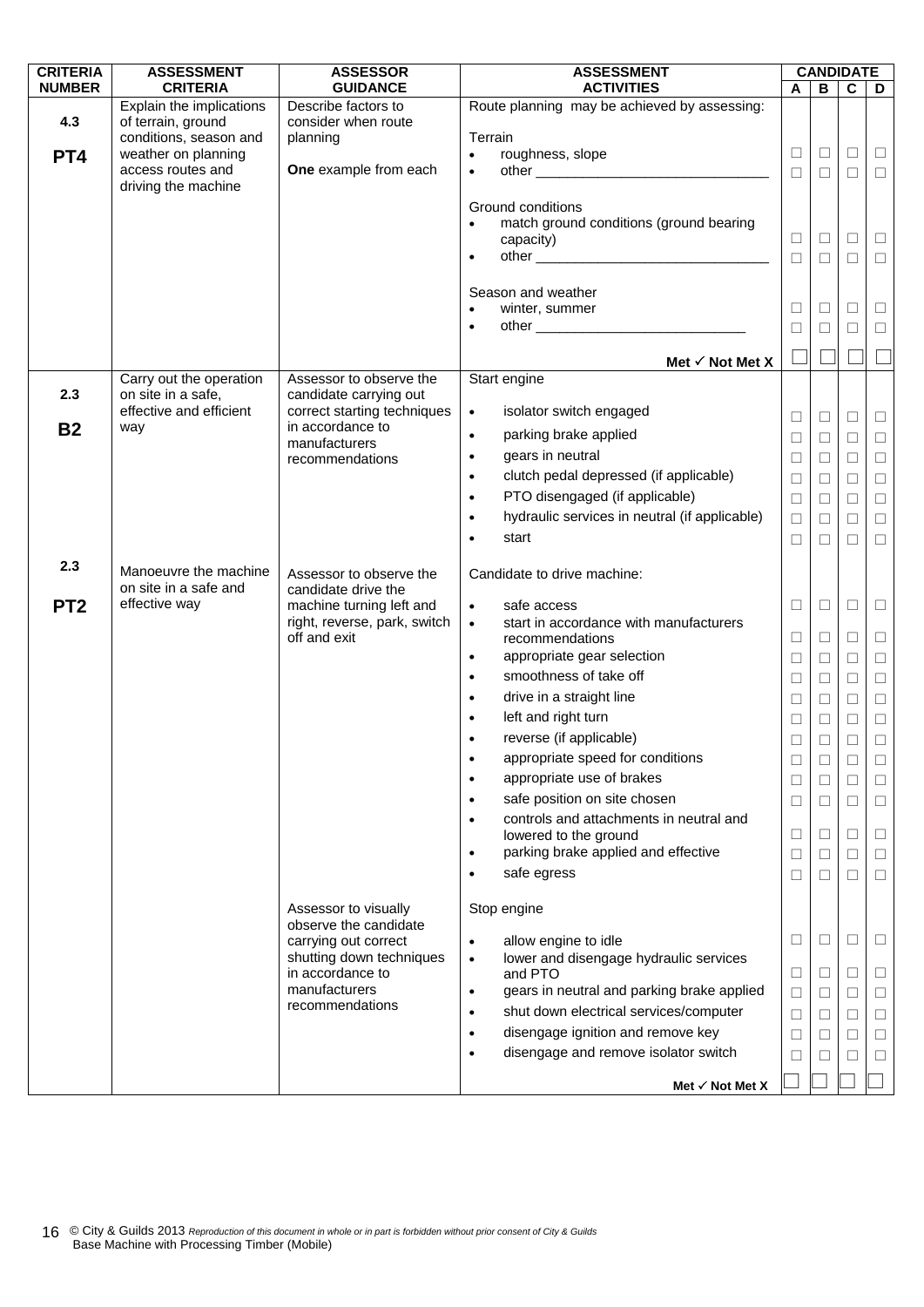| CRITERIA NUMBER | ASSESSMENT CRITERIA | ASSESSOR GUIDANCE | ASSESSMENT ACTIVITIES | CANDIDATE | | | |
|---|---|---|---|---|---|---|---|
| | | | | A | B | C | D |
| 4.3<br><br>PT4 | Explain the implications of terrain, ground conditions, season and weather on planning access routes and driving the machine | Describe factors to consider when route planning<br><br>**One** example from each | Route planning may be achieved by assessing: | | | | |
| | | | Terrain | | | | |
| | | | • roughness, slope | ☐ | ☐ | ☐ | ☐ |
| | | | • other ______________________________ | ☐ | ☐ | ☐ | ☐ |
| | | | Ground conditions | | | | |
| | | | • match ground conditions (ground bearing capacity) | ☐ | ☐ | ☐ | ☐ |
| | | | • other ______________________________ | ☐ | ☐ | ☐ | ☐ |
| | | | Season and weather | | | | |
| | | | • winter, summer | ☐ | ☐ | ☐ | ☐ |
| | | | • other ___________________________ | ☐ | ☐ | ☐ | ☐ |
| | | | **Met ✓ Not Met X** | ☐ | ☐ | ☐ | ☐ |
| 2.3<br><br>B2 | Carry out the operation on site in a safe, effective and efficient way | Assessor to observe the candidate carrying out correct starting techniques in accordance to manufacturers recommendations | Start engine | | | | |
| | | | • isolator switch engaged | ☐ | ☐ | ☐ | ☐ |
| | | | • parking brake applied | ☐ | ☐ | ☐ | ☐ |
| | | | • gears in neutral | ☐ | ☐ | ☐ | ☐ |
| | | | • clutch pedal depressed (if applicable) | ☐ | ☐ | ☐ | ☐ |
| | | | • PTO disengaged (if applicable) | ☐ | ☐ | ☐ | ☐ |
| | | | • hydraulic services in neutral (if applicable) | ☐ | ☐ | ☐ | ☐ |
| | | | • start | ☐ | ☐ | ☐ | ☐ |
| 2.3<br><br>PT2 | Manoeuvre the machine on site in a safe and effective way | Assessor to observe the candidate drive the machine turning left and right, reverse, park, switch off and exit | Candidate to drive machine: | | | | |
| | | | • safe access | ☐ | ☐ | ☐ | ☐ |
| | | | • start in accordance with manufacturers recommendations | ☐ | ☐ | ☐ | ☐ |
| | | | • appropriate gear selection | ☐ | ☐ | ☐ | ☐ |
| | | | • smoothness of take off | ☐ | ☐ | ☐ | ☐ |
| | | | • drive in a straight line | ☐ | ☐ | ☐ | ☐ |
| | | | • left and right turn | ☐ | ☐ | ☐ | ☐ |
| | | | • reverse (if applicable) | ☐ | ☐ | ☐ | ☐ |
| | | | • appropriate speed for conditions | ☐ | ☐ | ☐ | ☐ |
| | | | • appropriate use of brakes | ☐ | ☐ | ☐ | ☐ |
| | | | • safe position on site chosen | ☐ | ☐ | ☐ | ☐ |
| | | | • controls and attachments in neutral and lowered to the ground | ☐ | ☐ | ☐ | ☐ |
| | | | • parking brake applied and effective | ☐ | ☐ | ☐ | ☐ |
| | | | • safe egress | ☐ | ☐ | ☐ | ☐ |
| | | Assessor to visually observe the candidate carrying out correct shutting down techniques in accordance to manufacturers recommendations | Stop engine | | | | |
| | | | • allow engine to idle | ☐ | ☐ | ☐ | ☐ |
| | | | • lower and disengage hydraulic services and PTO | ☐ | ☐ | ☐ | ☐ |
| | | | • gears in neutral and parking brake applied | ☐ | ☐ | ☐ | ☐ |
| | | | • shut down electrical services/computer | ☐ | ☐ | ☐ | ☐ |
| | | | • disengage ignition and remove key | ☐ | ☐ | ☐ | ☐ |
| | | | • disengage and remove isolator switch | ☐ | ☐ | ☐ | ☐ |
| | | | **Met ✓ Not Met X** | ☐ | ☐ | ☐ | ☐ |

© City & Guilds 2013 *Reproduction of this document in whole or in part is forbidden without prior consent of City & Guilds*
Base Machine with Processing Timber (Mobile)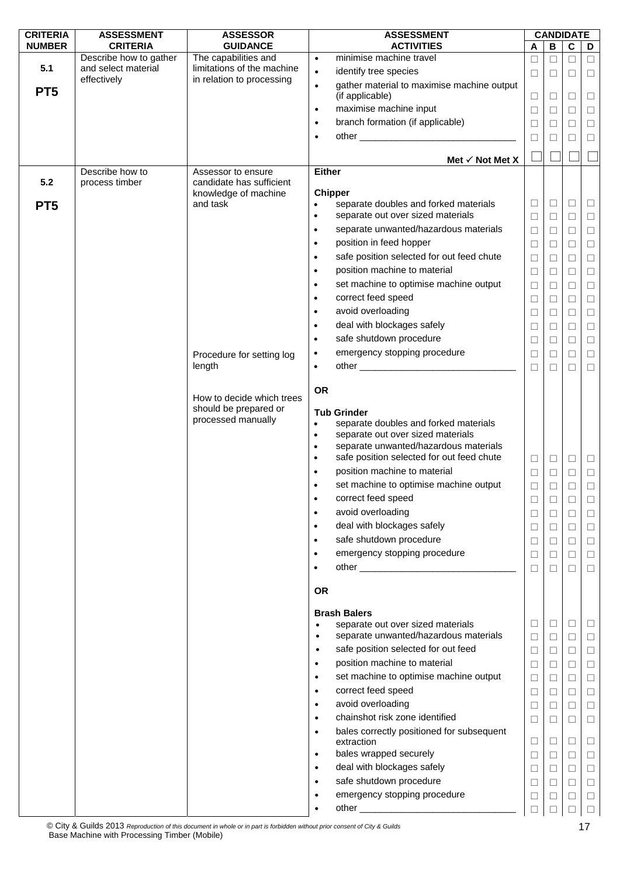| CRITERIA NUMBER | ASSESSMENT CRITERIA | ASSESSOR GUIDANCE | ASSESSMENT ACTIVITIES | CANDIDATE A | CANDIDATE B | CANDIDATE C | CANDIDATE D |
|---|---|---|---|---|---|---|---|
| 5.1 PT5 | Describe how to gather and select material effectively | The capabilities and limitations of the machine in relation to processing | • minimise machine travel | ☐ | ☐ | ☐ | ☐ |
| | | | • identify tree species | ☐ | ☐ | ☐ | ☐ |
| | | | • gather material to maximise machine output (if applicable) | ☐ | ☐ | ☐ | ☐ |
| | | | • maximise machine input | ☐ | ☐ | ☐ | ☐ |
| | | | • branch formation (if applicable) | ☐ | ☐ | ☐ | ☐ |
| | | | • other ______________________________ | ☐ | ☐ | ☐ | ☐ |
| | | | **Met ✓ Not Met X** | ☐ | ☐ | ☐ | ☐ |
| 5.2 PT5 | Describe how to process timber | Assessor to ensure candidate has sufficient knowledge of machine and task | **Either** | | | | |
| | | | **Chipper** | | | | |
| | | | • separate doubles and forked materials | ☐ | ☐ | ☐ | ☐ |
| | | | • separate out over sized materials | ☐ | ☐ | ☐ | ☐ |
| | | | • separate unwanted/hazardous materials | ☐ | ☐ | ☐ | ☐ |
| | | | • position in feed hopper | ☐ | ☐ | ☐ | ☐ |
| | | | • safe position selected for out feed chute | ☐ | ☐ | ☐ | ☐ |
| | | | • position machine to material | ☐ | ☐ | ☐ | ☐ |
| | | | • set machine to optimise machine output | ☐ | ☐ | ☐ | ☐ |
| | | | • correct feed speed | ☐ | ☐ | ☐ | ☐ |
| | | | • avoid overloading | ☐ | ☐ | ☐ | ☐ |
| | | | • deal with blockages safely | ☐ | ☐ | ☐ | ☐ |
| | | | • safe shutdown procedure | ☐ | ☐ | ☐ | ☐ |
| | | Procedure for setting log length | • emergency stopping procedure | ☐ | ☐ | ☐ | ☐ |
| | | | • other ______________________________ | ☐ | ☐ | ☐ | ☐ |
| | | How to decide which trees should be prepared or processed manually | **OR** | | | | |
| | | | **Tub Grinder** | | | | |
| | | | • separate doubles and forked materials<br>• separate out over sized materials<br>• separate unwanted/hazardous materials<br>• safe position selected for out feed chute | ☐ | ☐ | ☐ | ☐ |
| | | | • position machine to material | ☐ | ☐ | ☐ | ☐ |
| | | | • set machine to optimise machine output | ☐ | ☐ | ☐ | ☐ |
| | | | • correct feed speed | ☐ | ☐ | ☐ | ☐ |
| | | | • avoid overloading | ☐ | ☐ | ☐ | ☐ |
| | | | • deal with blockages safely | ☐ | ☐ | ☐ | ☐ |
| | | | • safe shutdown procedure | ☐ | ☐ | ☐ | ☐ |
| | | | • emergency stopping procedure | ☐ | ☐ | ☐ | ☐ |
| | | | • other ______________________________ | ☐ | ☐ | ☐ | ☐ |
| | | | **OR** | | | | |
| | | | **Brash Balers** | | | | |
| | | | • separate out over sized materials | ☐ | ☐ | ☐ | ☐ |
| | | | • separate unwanted/hazardous materials | ☐ | ☐ | ☐ | ☐ |
| | | | • safe position selected for out feed | ☐ | ☐ | ☐ | ☐ |
| | | | • position machine to material | ☐ | ☐ | ☐ | ☐ |
| | | | • set machine to optimise machine output | ☐ | ☐ | ☐ | ☐ |
| | | | • correct feed speed | ☐ | ☐ | ☐ | ☐ |
| | | | • avoid overloading | ☐ | ☐ | ☐ | ☐ |
| | | | • chainshot risk zone identified | ☐ | ☐ | ☐ | ☐ |
| | | | • bales correctly positioned for subsequent extraction | ☐ | ☐ | ☐ | ☐ |
| | | | • bales wrapped securely | ☐ | ☐ | ☐ | ☐ |
| | | | • deal with blockages safely | ☐ | ☐ | ☐ | ☐ |
| | | | • safe shutdown procedure | ☐ | ☐ | ☐ | ☐ |
| | | | • emergency stopping procedure | ☐ | ☐ | ☐ | ☐ |
| | | | • other ______________________________ | ☐ | ☐ | ☐ | ☐ |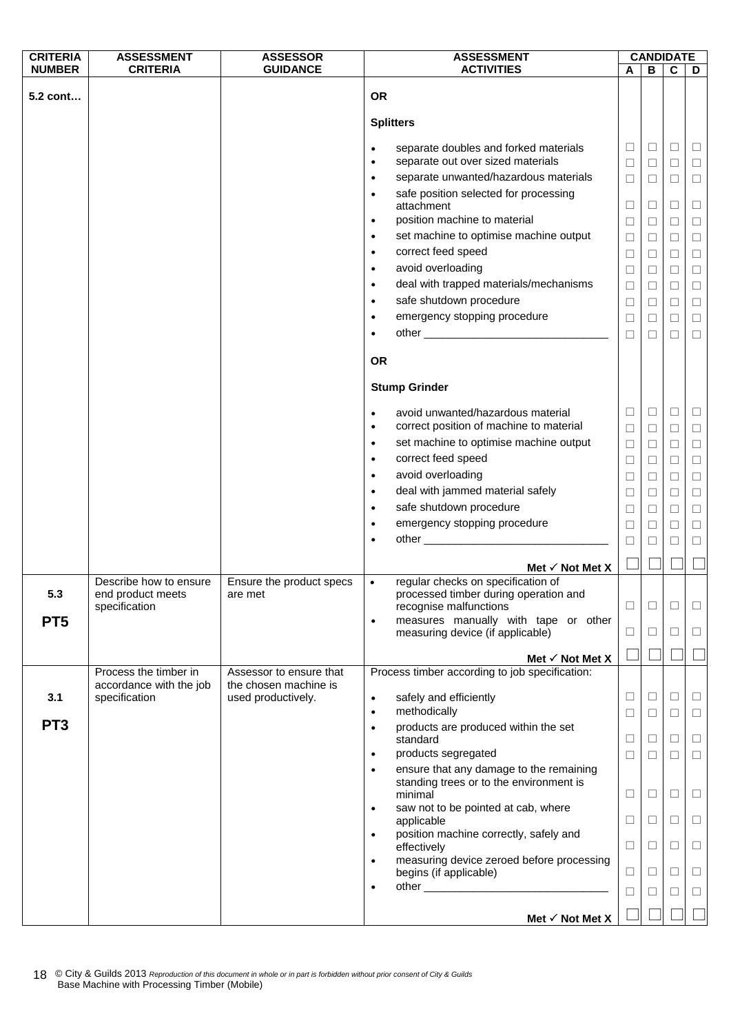| CRITERIA NUMBER | ASSESSMENT CRITERIA | ASSESSOR GUIDANCE | ASSESSMENT ACTIVITIES | CANDIDATE A | B | C | D |
|---|---|---|---|---|---|---|---|
| 5.2 cont… | | | **OR** | | | | |
| | | | **Splitters** | | | | |
| | | | • separate doubles and forked materials | ☐ | ☐ | ☐ | ☐ |
| | | | • separate out over sized materials | ☐ | ☐ | ☐ | ☐ |
| | | | • separate unwanted/hazardous materials | ☐ | ☐ | ☐ | ☐ |
| | | | • safe position selected for processing attachment | ☐ | ☐ | ☐ | ☐ |
| | | | • position machine to material | ☐ | ☐ | ☐ | ☐ |
| | | | • set machine to optimise machine output | ☐ | ☐ | ☐ | ☐ |
| | | | • correct feed speed | ☐ | ☐ | ☐ | ☐ |
| | | | • avoid overloading | ☐ | ☐ | ☐ | ☐ |
| | | | • deal with trapped materials/mechanisms | ☐ | ☐ | ☐ | ☐ |
| | | | • safe shutdown procedure | ☐ | ☐ | ☐ | ☐ |
| | | | • emergency stopping procedure | ☐ | ☐ | ☐ | ☐ |
| | | | • other ______________________________ | ☐ | ☐ | ☐ | ☐ |
| | | | **OR** | | | | |
| | | | **Stump Grinder** | | | | |
| | | | • avoid unwanted/hazardous material | ☐ | ☐ | ☐ | ☐ |
| | | | • correct position of machine to material | ☐ | ☐ | ☐ | ☐ |
| | | | • set machine to optimise machine output | ☐ | ☐ | ☐ | ☐ |
| | | | • correct feed speed | ☐ | ☐ | ☐ | ☐ |
| | | | • avoid overloading | ☐ | ☐ | ☐ | ☐ |
| | | | • deal with jammed material safely | ☐ | ☐ | ☐ | ☐ |
| | | | • safe shutdown procedure | ☐ | ☐ | ☐ | ☐ |
| | | | • emergency stopping procedure | ☐ | ☐ | ☐ | ☐ |
| | | | • other ______________________________ | ☐ | ☐ | ☐ | ☐ |
| | | | **Met ✓ Not Met X** | ☐ | ☐ | ☐ | ☐ |
| 5.3<br><br>**PT5** | Describe how to ensure end product meets specification | Ensure the product specs are met | • regular checks on specification of processed timber during operation and recognise malfunctions | ☐ | ☐ | ☐ | ☐ |
| | | | • measures manually with tape or other measuring device (if applicable) | ☐ | ☐ | ☐ | ☐ |
| | | | **Met ✓ Not Met X** | ☐ | ☐ | ☐ | ☐ |
| 3.1<br><br>**PT3** | Process the timber in accordance with the job specification | Assessor to ensure that the chosen machine is used productively. | Process timber according to job specification: | | | | |
| | | | • safely and efficiently | ☐ | ☐ | ☐ | ☐ |
| | | | • methodically | ☐ | ☐ | ☐ | ☐ |
| | | | • products are produced within the set standard | ☐ | ☐ | ☐ | ☐ |
| | | | • products segregated | ☐ | ☐ | ☐ | ☐ |
| | | | • ensure that any damage to the remaining standing trees or to the environment is minimal | ☐ | ☐ | ☐ | ☐ |
| | | | • saw not to be pointed at cab, where applicable | ☐ | ☐ | ☐ | ☐ |
| | | | • position machine correctly, safely and effectively | ☐ | ☐ | ☐ | ☐ |
| | | | • measuring device zeroed before processing begins (if applicable) | ☐ | ☐ | ☐ | ☐ |
| | | | • other ______________________________ | ☐ | ☐ | ☐ | ☐ |
| | | | **Met ✓ Not Met X** | ☐ | ☐ | ☐ | ☐ |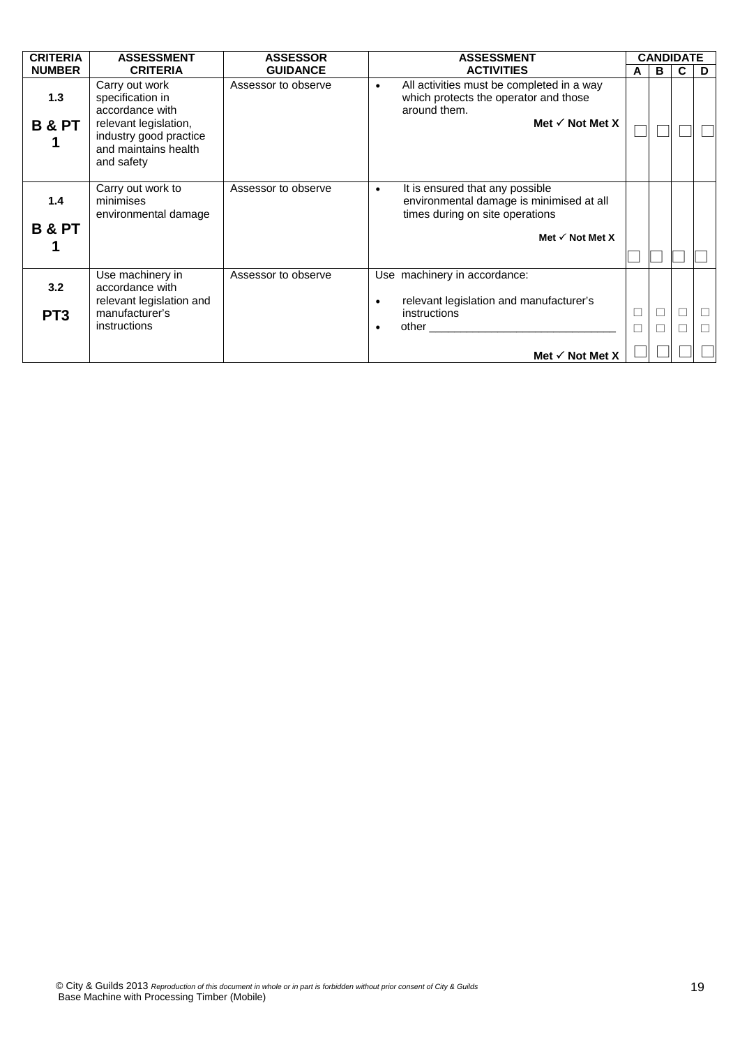| CRITERIA NUMBER | ASSESSMENT CRITERIA | ASSESSOR GUIDANCE | ASSESSMENT ACTIVITIES | CANDIDATE | | | |
|---|---|---|---|---|---|---|---|
| | | | | A | B | C | D |
| 1.3<br><br>**B & PT 1** | Carry out work specification in accordance with relevant legislation, industry good practice and maintains health and safety | Assessor to observe | • All activities must be completed in a way which protects the operator and those around them.<br>**Met ✓ Not Met X** | ☐ | ☐ | ☐ | ☐ |
| 1.4<br><br>**B & PT 1** | Carry out work to minimises environmental damage | Assessor to observe | • It is ensured that any possible environmental damage is minimised at all times during on site operations<br>**Met ✓ Not Met X** | ☐ | ☐ | ☐ | ☐ |
| 3.2<br><br>**PT3** | Use machinery in accordance with relevant legislation and manufacturer's instructions | Assessor to observe | Use machinery in accordance:<br>• relevant legislation and manufacturer's instructions<br>• other ______________________________<br>**Met ✓ Not Met X** | ☐<br>☐<br>☐ | ☐<br>☐<br>☐ | ☐<br>☐<br>☐ | ☐<br>☐<br>☐ |

© City & Guilds 2013 *Reproduction of this document in whole or in part is forbidden without prior consent of City & Guilds*
Base Machine with Processing Timber (Mobile)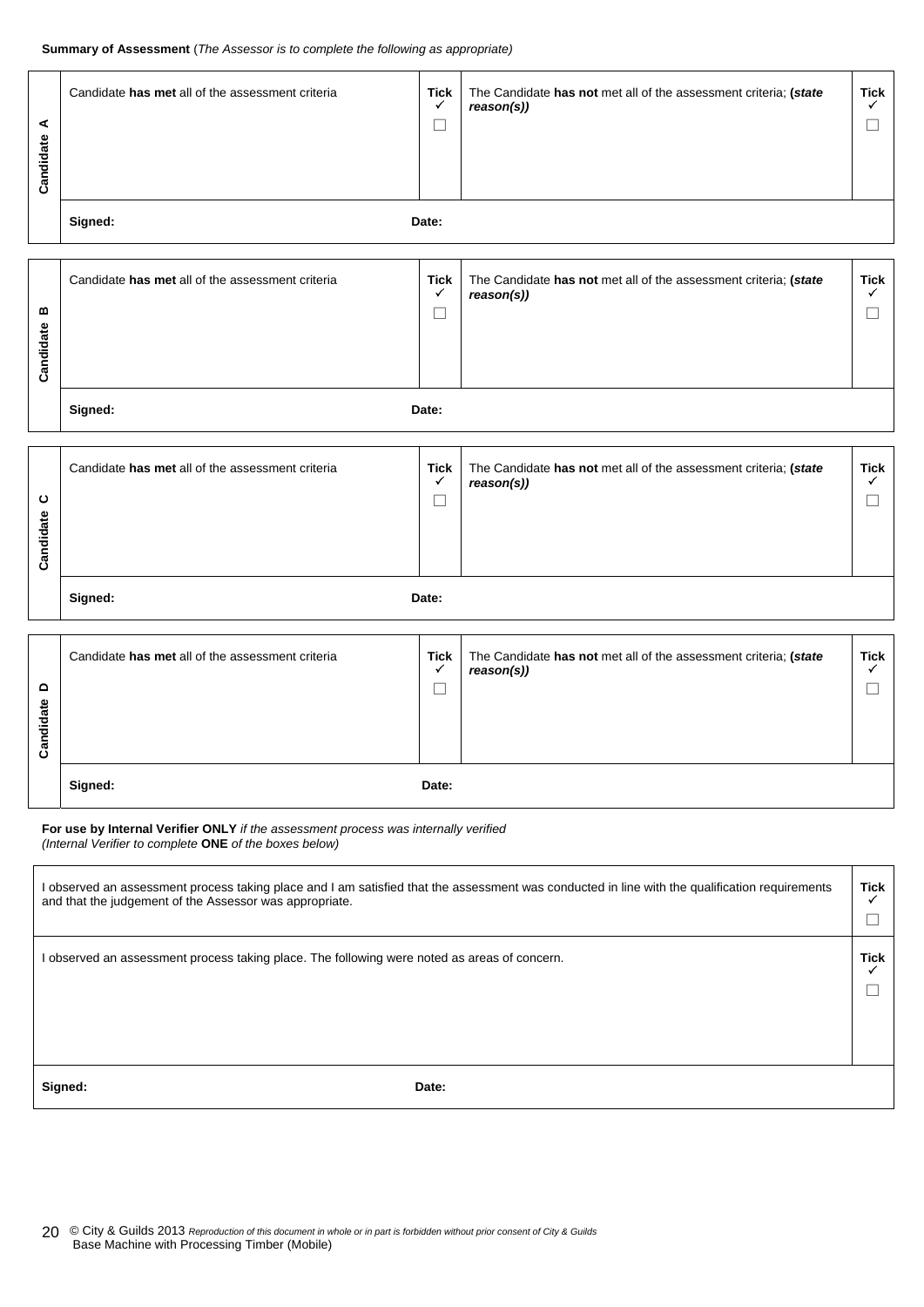**Summary of Assessment** (*The Assessor is to complete the following as appropriate)*

| | | | | |
|---|---|---|---|---|
| **Candidate A** | Candidate **has met** all of the assessment criteria | **Tick** ✓ ☐ | The Candidate **has not** met all of the assessment criteria; ***(state reason(s))*** | **Tick** ✓ ☐ |
| | **Signed:** | **Date:** | | |

| | | | | |
|---|---|---|---|---|
| **Candidate B** | Candidate **has met** all of the assessment criteria | **Tick** ✓ ☐ | The Candidate **has not** met all of the assessment criteria; ***(state reason(s))*** | **Tick** ✓ ☐ |
| | **Signed:** | **Date:** | | |

| | | | | |
|---|---|---|---|---|
| **Candidate C** | Candidate **has met** all of the assessment criteria | **Tick** ✓ ☐ | The Candidate **has not** met all of the assessment criteria; ***(state reason(s))*** | **Tick** ✓ ☐ |
| | **Signed:** | **Date:** | | |

| | | | | |
|---|---|---|---|---|
| **Candidate D** | Candidate **has met** all of the assessment criteria | **Tick** ✓ ☐ | The Candidate **has not** met all of the assessment criteria; ***(state reason(s))*** | **Tick** ✓ ☐ |
| | **Signed:** | **Date:** | | |

**For use by Internal Verifier ONLY** *if the assessment process was internally verified*
*(Internal Verifier to complete* **ONE** *of the boxes below)*

| | |
|---|---|
| I observed an assessment process taking place and I am satisfied that the assessment was conducted in line with the qualification requirements and that the judgement of the Assessor was appropriate. | **Tick** ✓ ☐ |
| I observed an assessment process taking place. The following were noted as areas of concern. | **Tick** ✓ ☐ |
| **Signed:** **Date:** | |

© City & Guilds 2013 *Reproduction of this document in whole or in part is forbidden without prior consent of City & Guilds*
Base Machine with Processing Timber (Mobile)